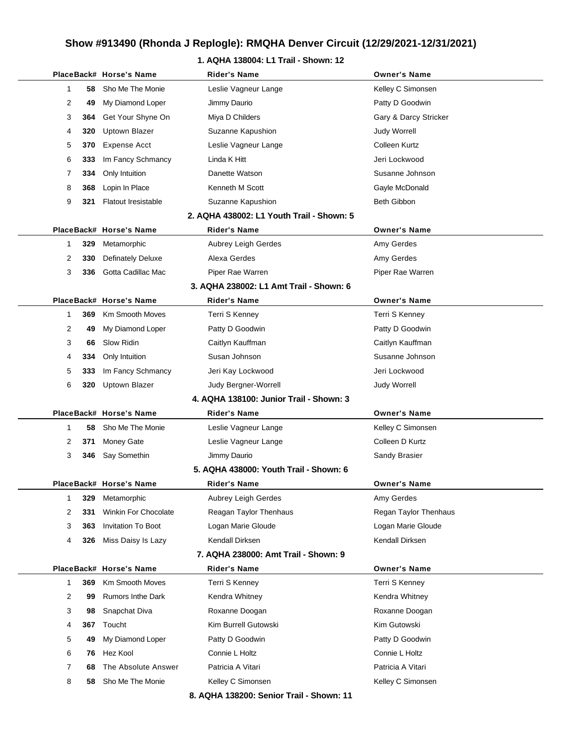# Show #913490 (Rhonda J Replogle): RMQHA Denver Circuit (12/29/2021-12/31/2021)

## 1. AQHA 138004: L1 Trail - Shown: 12

| Place | Back# | Horse's Name | Rider's Name | Owner's Name |
|---|---|---|---|---|
| 1 | 58 | Sho Me The Monie | Leslie Vagneur Lange | Kelley C Simonsen |
| 2 | 49 | My Diamond Loper | Jimmy Daurio | Patty D Goodwin |
| 3 | 364 | Get Your Shyne On | Miya D Childers | Gary & Darcy Stricker |
| 4 | 320 | Uptown Blazer | Suzanne Kapushion | Judy Worrell |
| 5 | 370 | Expense Acct | Leslie Vagneur Lange | Colleen Kurtz |
| 6 | 333 | Im Fancy Schmancy | Linda K Hitt | Jeri Lockwood |
| 7 | 334 | Only Intuition | Danette Watson | Susanne Johnson |
| 8 | 368 | Lopin In Place | Kenneth M Scott | Gayle McDonald |
| 9 | 321 | Flatout Iresistable | Suzanne Kapushion | Beth Gibbon |

## 2. AQHA 438002: L1 Youth Trail - Shown: 5

| Place | Back# | Horse's Name | Rider's Name | Owner's Name |
|---|---|---|---|---|
| 1 | 329 | Metamorphic | Aubrey Leigh Gerdes | Amy Gerdes |
| 2 | 330 | Definately Deluxe | Alexa Gerdes | Amy Gerdes |
| 3 | 336 | Gotta Cadillac Mac | Piper Rae Warren | Piper Rae Warren |

## 3. AQHA 238002: L1 Amt Trail - Shown: 6

| Place | Back# | Horse's Name | Rider's Name | Owner's Name |
|---|---|---|---|---|
| 1 | 369 | Km Smooth Moves | Terri S Kenney | Terri S Kenney |
| 2 | 49 | My Diamond Loper | Patty D Goodwin | Patty D Goodwin |
| 3 | 66 | Slow Ridin | Caitlyn Kauffman | Caitlyn Kauffman |
| 4 | 334 | Only Intuition | Susan Johnson | Susanne Johnson |
| 5 | 333 | Im Fancy Schmancy | Jeri Kay Lockwood | Jeri Lockwood |
| 6 | 320 | Uptown Blazer | Judy Bergner-Worrell | Judy Worrell |

## 4. AQHA 138100: Junior Trail - Shown: 3

| Place | Back# | Horse's Name | Rider's Name | Owner's Name |
|---|---|---|---|---|
| 1 | 58 | Sho Me The Monie | Leslie Vagneur Lange | Kelley C Simonsen |
| 2 | 371 | Money Gate | Leslie Vagneur Lange | Colleen D Kurtz |
| 3 | 346 | Say Somethin | Jimmy Daurio | Sandy Brasier |

## 5. AQHA 438000: Youth Trail - Shown: 6

| Place | Back# | Horse's Name | Rider's Name | Owner's Name |
|---|---|---|---|---|
| 1 | 329 | Metamorphic | Aubrey Leigh Gerdes | Amy Gerdes |
| 2 | 331 | Winkin For Chocolate | Reagan Taylor Thenhaus | Regan Taylor Thenhaus |
| 3 | 363 | Invitation To Boot | Logan Marie Gloude | Logan Marie Gloude |
| 4 | 326 | Miss Daisy Is Lazy | Kendall Dirksen | Kendall Dirksen |

## 7. AQHA 238000: Amt Trail - Shown: 9

| Place | Back# | Horse's Name | Rider's Name | Owner's Name |
|---|---|---|---|---|
| 1 | 369 | Km Smooth Moves | Terri S Kenney | Terri S Kenney |
| 2 | 99 | Rumors Inthe Dark | Kendra Whitney | Kendra Whitney |
| 3 | 98 | Snapchat Diva | Roxanne Doogan | Roxanne Doogan |
| 4 | 367 | Toucht | Kim Burrell Gutowski | Kim Gutowski |
| 5 | 49 | My Diamond Loper | Patty D Goodwin | Patty D Goodwin |
| 6 | 76 | Hez Kool | Connie L Holtz | Connie L Holtz |
| 7 | 68 | The Absolute Answer | Patricia A Vitari | Patricia A Vitari |
| 8 | 58 | Sho Me The Monie | Kelley C Simonsen | Kelley C Simonsen |

## 8. AQHA 138200: Senior Trail - Shown: 11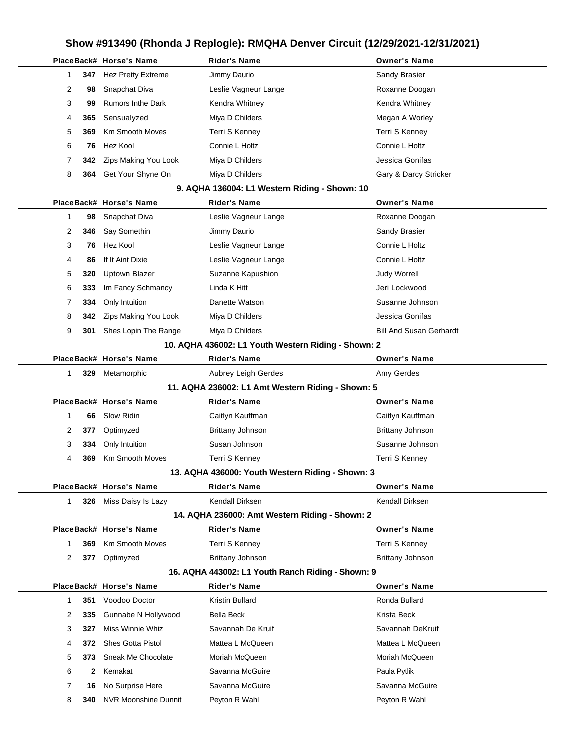# Show #913490 (Rhonda J Replogle): RMQHA Denver Circuit (12/29/2021-12/31/2021)

| Place | Back# | Horse's Name | Rider's Name | Owner's Name |
|---|---|---|---|---|
| 1 | 347 | Hez Pretty Extreme | Jimmy Daurio | Sandy Brasier |
| 2 | 98 | Snapchat Diva | Leslie Vagneur Lange | Roxanne Doogan |
| 3 | 99 | Rumors Inthe Dark | Kendra Whitney | Kendra Whitney |
| 4 | 365 | Sensualyzed | Miya D Childers | Megan A Worley |
| 5 | 369 | Km Smooth Moves | Terri S Kenney | Terri S Kenney |
| 6 | 76 | Hez Kool | Connie L Holtz | Connie L Holtz |
| 7 | 342 | Zips Making You Look | Miya D Childers | Jessica Gonifas |
| 8 | 364 | Get Your Shyne On | Miya D Childers | Gary & Darcy Stricker |

## 9. AQHA 136004: L1 Western Riding - Shown: 10

| Place | Back# | Horse's Name | Rider's Name | Owner's Name |
|---|---|---|---|---|
| 1 | 98 | Snapchat Diva | Leslie Vagneur Lange | Roxanne Doogan |
| 2 | 346 | Say Somethin | Jimmy Daurio | Sandy Brasier |
| 3 | 76 | Hez Kool | Leslie Vagneur Lange | Connie L Holtz |
| 4 | 86 | If It Aint Dixie | Leslie Vagneur Lange | Connie L Holtz |
| 5 | 320 | Uptown Blazer | Suzanne Kapushion | Judy Worrell |
| 6 | 333 | Im Fancy Schmancy | Linda K Hitt | Jeri Lockwood |
| 7 | 334 | Only Intuition | Danette Watson | Susanne Johnson |
| 8 | 342 | Zips Making You Look | Miya D Childers | Jessica Gonifas |
| 9 | 301 | Shes Lopin The Range | Miya D Childers | Bill And Susan Gerhardt |

## 10. AQHA 436002: L1 Youth Western Riding - Shown: 2

| Place | Back# | Horse's Name | Rider's Name | Owner's Name |
|---|---|---|---|---|
| 1 | 329 | Metamorphic | Aubrey Leigh Gerdes | Amy Gerdes |

## 11. AQHA 236002: L1 Amt Western Riding - Shown: 5

| Place | Back# | Horse's Name | Rider's Name | Owner's Name |
|---|---|---|---|---|
| 1 | 66 | Slow Ridin | Caitlyn Kauffman | Caitlyn Kauffman |
| 2 | 377 | Optimyzed | Brittany Johnson | Brittany Johnson |
| 3 | 334 | Only Intuition | Susan Johnson | Susanne Johnson |
| 4 | 369 | Km Smooth Moves | Terri S Kenney | Terri S Kenney |

## 13. AQHA 436000: Youth Western Riding - Shown: 3

| Place | Back# | Horse's Name | Rider's Name | Owner's Name |
|---|---|---|---|---|
| 1 | 326 | Miss Daisy Is Lazy | Kendall Dirksen | Kendall Dirksen |

## 14. AQHA 236000: Amt Western Riding - Shown: 2

| Place | Back# | Horse's Name | Rider's Name | Owner's Name |
|---|---|---|---|---|
| 1 | 369 | Km Smooth Moves | Terri S Kenney | Terri S Kenney |
| 2 | 377 | Optimyzed | Brittany Johnson | Brittany Johnson |

## 16. AQHA 443002: L1 Youth Ranch Riding - Shown: 9

| Place | Back# | Horse's Name | Rider's Name | Owner's Name |
|---|---|---|---|---|
| 1 | 351 | Voodoo Doctor | Kristin Bullard | Ronda Bullard |
| 2 | 335 | Gunnabe N Hollywood | Bella Beck | Krista Beck |
| 3 | 327 | Miss Winnie Whiz | Savannah De Kruif | Savannah DeKruif |
| 4 | 372 | Shes Gotta Pistol | Mattea L McQueen | Mattea L McQueen |
| 5 | 373 | Sneak Me Chocolate | Moriah McQueen | Moriah McQueen |
| 6 | 2 | Kemakat | Savanna McGuire | Paula Pytlik |
| 7 | 16 | No Surprise Here | Savanna McGuire | Savanna McGuire |
| 8 | 340 | NVR Moonshine Dunnit | Peyton R Wahl | Peyton R Wahl |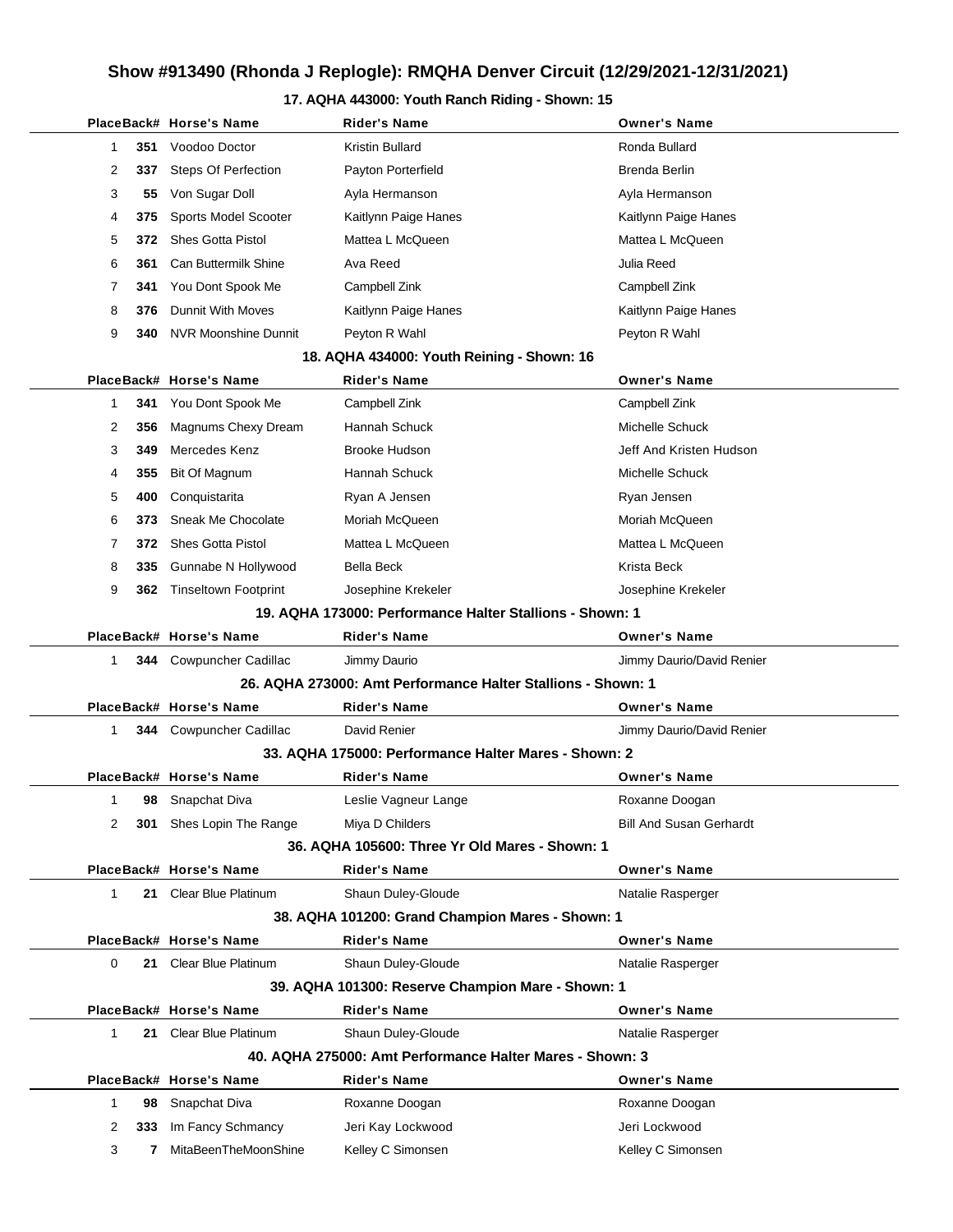# Show #913490 (Rhonda J Replogle): RMQHA Denver Circuit (12/29/2021-12/31/2021)

### 17. AQHA 443000: Youth Ranch Riding - Shown: 15

| Place | Back# | Horse's Name | Rider's Name | Owner's Name |
|---|---|---|---|---|
| 1 | 351 | Voodoo Doctor | Kristin Bullard | Ronda Bullard |
| 2 | 337 | Steps Of Perfection | Payton Porterfield | Brenda Berlin |
| 3 | 55 | Von Sugar Doll | Ayla Hermanson | Ayla Hermanson |
| 4 | 375 | Sports Model Scooter | Kaitlynn Paige Hanes | Kaitlynn Paige Hanes |
| 5 | 372 | Shes Gotta Pistol | Mattea L McQueen | Mattea L McQueen |
| 6 | 361 | Can Buttermilk Shine | Ava Reed | Julia Reed |
| 7 | 341 | You Dont Spook Me | Campbell Zink | Campbell Zink |
| 8 | 376 | Dunnit With Moves | Kaitlynn Paige Hanes | Kaitlynn Paige Hanes |
| 9 | 340 | NVR Moonshine Dunnit | Peyton R Wahl | Peyton R Wahl |

### 18. AQHA 434000: Youth Reining - Shown: 16

| Place | Back# | Horse's Name | Rider's Name | Owner's Name |
|---|---|---|---|---|
| 1 | 341 | You Dont Spook Me | Campbell Zink | Campbell Zink |
| 2 | 356 | Magnums Chexy Dream | Hannah Schuck | Michelle Schuck |
| 3 | 349 | Mercedes Kenz | Brooke Hudson | Jeff And Kristen Hudson |
| 4 | 355 | Bit Of Magnum | Hannah Schuck | Michelle Schuck |
| 5 | 400 | Conquistarita | Ryan A Jensen | Ryan Jensen |
| 6 | 373 | Sneak Me Chocolate | Moriah McQueen | Moriah McQueen |
| 7 | 372 | Shes Gotta Pistol | Mattea L McQueen | Mattea L McQueen |
| 8 | 335 | Gunnabe N Hollywood | Bella Beck | Krista Beck |
| 9 | 362 | Tinseltown Footprint | Josephine Krekeler | Josephine Krekeler |

### 19. AQHA 173000: Performance Halter Stallions - Shown: 1

| Place | Back# | Horse's Name | Rider's Name | Owner's Name |
|---|---|---|---|---|
| 1 | 344 | Cowpuncher Cadillac | Jimmy Daurio | Jimmy Daurio/David Renier |

### 26. AQHA 273000: Amt Performance Halter Stallions - Shown: 1

| Place | Back# | Horse's Name | Rider's Name | Owner's Name |
|---|---|---|---|---|
| 1 | 344 | Cowpuncher Cadillac | David Renier | Jimmy Daurio/David Renier |

### 33. AQHA 175000: Performance Halter Mares - Shown: 2

| Place | Back# | Horse's Name | Rider's Name | Owner's Name |
|---|---|---|---|---|
| 1 | 98 | Snapchat Diva | Leslie Vagneur Lange | Roxanne Doogan |
| 2 | 301 | Shes Lopin The Range | Miya D Childers | Bill And Susan Gerhardt |

### 36. AQHA 105600: Three Yr Old Mares - Shown: 1

| Place | Back# | Horse's Name | Rider's Name | Owner's Name |
|---|---|---|---|---|
| 1 | 21 | Clear Blue Platinum | Shaun Duley-Gloude | Natalie Rasperger |

### 38. AQHA 101200: Grand Champion Mares - Shown: 1

| Place | Back# | Horse's Name | Rider's Name | Owner's Name |
|---|---|---|---|---|
| 0 | 21 | Clear Blue Platinum | Shaun Duley-Gloude | Natalie Rasperger |

### 39. AQHA 101300: Reserve Champion Mare - Shown: 1

| Place | Back# | Horse's Name | Rider's Name | Owner's Name |
|---|---|---|---|---|
| 1 | 21 | Clear Blue Platinum | Shaun Duley-Gloude | Natalie Rasperger |

### 40. AQHA 275000: Amt Performance Halter Mares - Shown: 3

| Place | Back# | Horse's Name | Rider's Name | Owner's Name |
|---|---|---|---|---|
| 1 | 98 | Snapchat Diva | Roxanne Doogan | Roxanne Doogan |
| 2 | 333 | Im Fancy Schmancy | Jeri Kay Lockwood | Jeri Lockwood |
| 3 | 7 | MitaBeenTheMoonShine | Kelley C Simonsen | Kelley C Simonsen |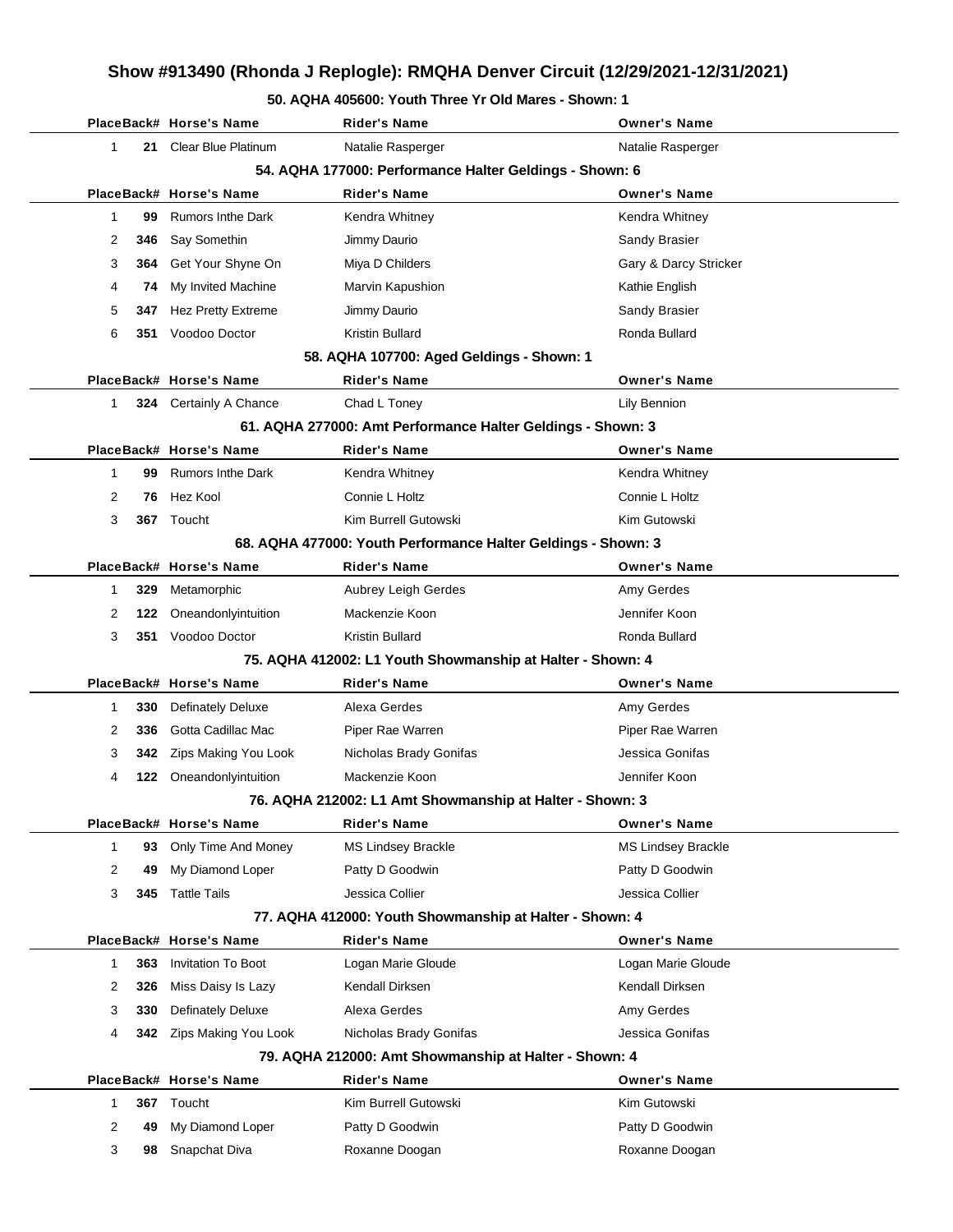# Show #913490 (Rhonda J Replogle): RMQHA Denver Circuit (12/29/2021-12/31/2021)

### 50. AQHA 405600: Youth Three Yr Old Mares - Shown: 1

| Place | Back# | Horse's Name | Rider's Name | Owner's Name |
|---|---|---|---|---|
| 1 | 21 | Clear Blue Platinum | Natalie Rasperger | Natalie Rasperger |

### 54. AQHA 177000: Performance Halter Geldings - Shown: 6

| Place | Back# | Horse's Name | Rider's Name | Owner's Name |
|---|---|---|---|---|
| 1 | 99 | Rumors Inthe Dark | Kendra Whitney | Kendra Whitney |
| 2 | 346 | Say Somethin | Jimmy Daurio | Sandy Brasier |
| 3 | 364 | Get Your Shyne On | Miya D Childers | Gary & Darcy Stricker |
| 4 | 74 | My Invited Machine | Marvin Kapushion | Kathie English |
| 5 | 347 | Hez Pretty Extreme | Jimmy Daurio | Sandy Brasier |
| 6 | 351 | Voodoo Doctor | Kristin Bullard | Ronda Bullard |

### 58. AQHA 107700: Aged Geldings - Shown: 1

| Place | Back# | Horse's Name | Rider's Name | Owner's Name |
|---|---|---|---|---|
| 1 | 324 | Certainly A Chance | Chad L Toney | Lily Bennion |

### 61. AQHA 277000: Amt Performance Halter Geldings - Shown: 3

| Place | Back# | Horse's Name | Rider's Name | Owner's Name |
|---|---|---|---|---|
| 1 | 99 | Rumors Inthe Dark | Kendra Whitney | Kendra Whitney |
| 2 | 76 | Hez Kool | Connie L Holtz | Connie L Holtz |
| 3 | 367 | Toucht | Kim Burrell Gutowski | Kim Gutowski |

### 68. AQHA 477000: Youth Performance Halter Geldings - Shown: 3

| Place | Back# | Horse's Name | Rider's Name | Owner's Name |
|---|---|---|---|---|
| 1 | 329 | Metamorphic | Aubrey Leigh Gerdes | Amy Gerdes |
| 2 | 122 | Oneandonlyintuition | Mackenzie Koon | Jennifer Koon |
| 3 | 351 | Voodoo Doctor | Kristin Bullard | Ronda Bullard |

### 75. AQHA 412002: L1 Youth Showmanship at Halter - Shown: 4

| Place | Back# | Horse's Name | Rider's Name | Owner's Name |
|---|---|---|---|---|
| 1 | 330 | Definately Deluxe | Alexa Gerdes | Amy Gerdes |
| 2 | 336 | Gotta Cadillac Mac | Piper Rae Warren | Piper Rae Warren |
| 3 | 342 | Zips Making You Look | Nicholas Brady Gonifas | Jessica Gonifas |
| 4 | 122 | Oneandonlyintuition | Mackenzie Koon | Jennifer Koon |

### 76. AQHA 212002: L1 Amt Showmanship at Halter - Shown: 3

| Place | Back# | Horse's Name | Rider's Name | Owner's Name |
|---|---|---|---|---|
| 1 | 93 | Only Time And Money | MS Lindsey Brackle | MS Lindsey Brackle |
| 2 | 49 | My Diamond Loper | Patty D Goodwin | Patty D Goodwin |
| 3 | 345 | Tattle Tails | Jessica Collier | Jessica Collier |

### 77. AQHA 412000: Youth Showmanship at Halter - Shown: 4

| Place | Back# | Horse's Name | Rider's Name | Owner's Name |
|---|---|---|---|---|
| 1 | 363 | Invitation To Boot | Logan Marie Gloude | Logan Marie Gloude |
| 2 | 326 | Miss Daisy Is Lazy | Kendall Dirksen | Kendall Dirksen |
| 3 | 330 | Definately Deluxe | Alexa Gerdes | Amy Gerdes |
| 4 | 342 | Zips Making You Look | Nicholas Brady Gonifas | Jessica Gonifas |

### 79. AQHA 212000: Amt Showmanship at Halter - Shown: 4

| Place | Back# | Horse's Name | Rider's Name | Owner's Name |
|---|---|---|---|---|
| 1 | 367 | Toucht | Kim Burrell Gutowski | Kim Gutowski |
| 2 | 49 | My Diamond Loper | Patty D Goodwin | Patty D Goodwin |
| 3 | 98 | Snapchat Diva | Roxanne Doogan | Roxanne Doogan |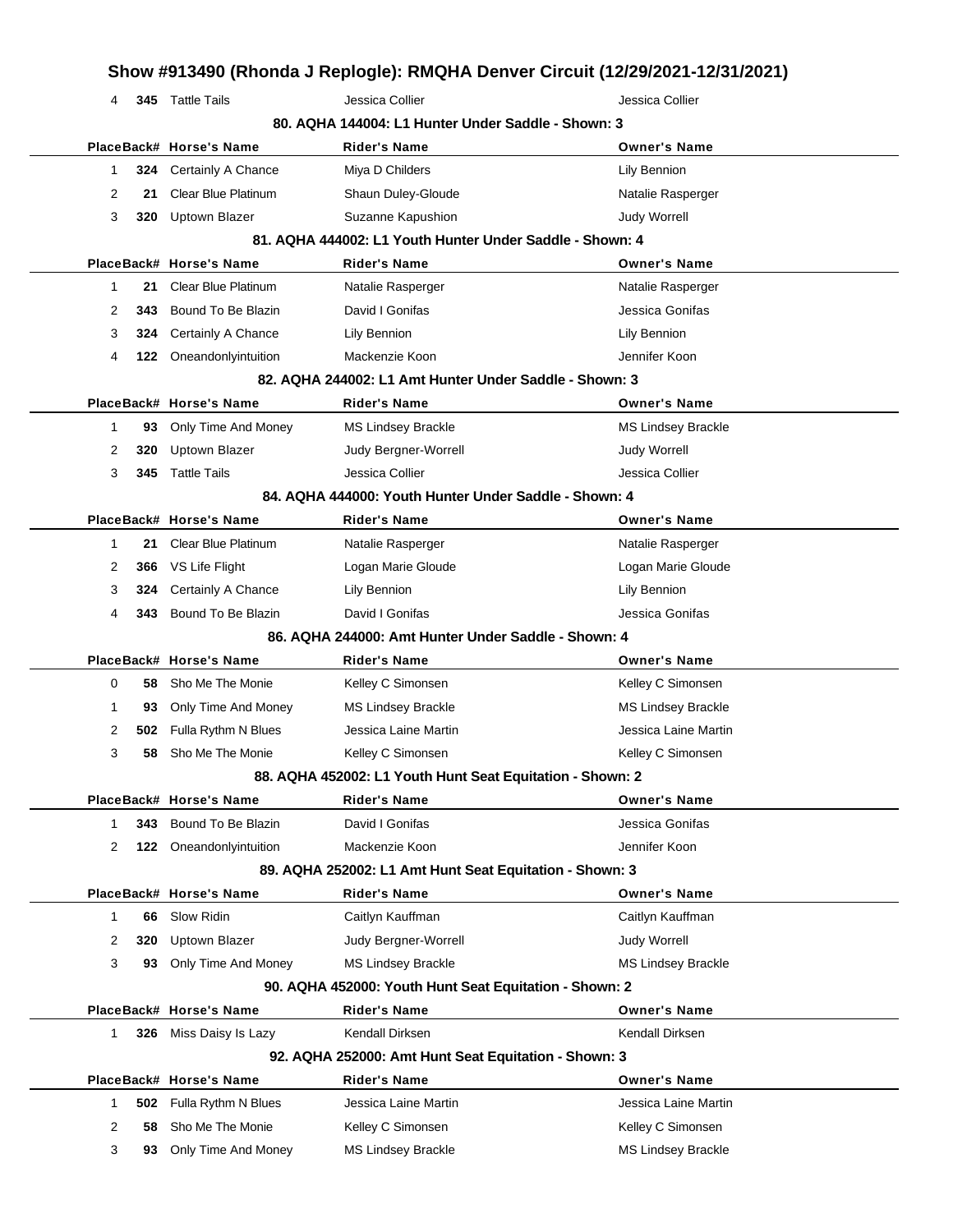| Place | Back# | Horse's Name | Rider's Name | Owner's Name |
|---|---|---|---|---|
| 4 | **345** | Tattle Tails | Jessica Collier | Jessica Collier |

### 80. AQHA 144004: L1 Hunter Under Saddle - Shown: 3

| Place | Back# | Horse's Name | Rider's Name | Owner's Name |
|---|---|---|---|---|
| 1 | **324** | Certainly A Chance | Miya D Childers | Lily Bennion |
| 2 | **21** | Clear Blue Platinum | Shaun Duley-Gloude | Natalie Rasperger |
| 3 | **320** | Uptown Blazer | Suzanne Kapushion | Judy Worrell |

### 81. AQHA 444002: L1 Youth Hunter Under Saddle - Shown: 4

| Place | Back# | Horse's Name | Rider's Name | Owner's Name |
|---|---|---|---|---|
| 1 | **21** | Clear Blue Platinum | Natalie Rasperger | Natalie Rasperger |
| 2 | **343** | Bound To Be Blazin | David I Gonifas | Jessica Gonifas |
| 3 | **324** | Certainly A Chance | Lily Bennion | Lily Bennion |
| 4 | **122** | Oneandonlyintuition | Mackenzie Koon | Jennifer Koon |

### 82. AQHA 244002: L1 Amt Hunter Under Saddle - Shown: 3

| Place | Back# | Horse's Name | Rider's Name | Owner's Name |
|---|---|---|---|---|
| 1 | **93** | Only Time And Money | MS Lindsey Brackle | MS Lindsey Brackle |
| 2 | **320** | Uptown Blazer | Judy Bergner-Worrell | Judy Worrell |
| 3 | **345** | Tattle Tails | Jessica Collier | Jessica Collier |

### 84. AQHA 444000: Youth Hunter Under Saddle - Shown: 4

| Place | Back# | Horse's Name | Rider's Name | Owner's Name |
|---|---|---|---|---|
| 1 | **21** | Clear Blue Platinum | Natalie Rasperger | Natalie Rasperger |
| 2 | **366** | VS Life Flight | Logan Marie Gloude | Logan Marie Gloude |
| 3 | **324** | Certainly A Chance | Lily Bennion | Lily Bennion |
| 4 | **343** | Bound To Be Blazin | David I Gonifas | Jessica Gonifas |

### 86. AQHA 244000: Amt Hunter Under Saddle - Shown: 4

| Place | Back# | Horse's Name | Rider's Name | Owner's Name |
|---|---|---|---|---|
| 0 | **58** | Sho Me The Monie | Kelley C Simonsen | Kelley C Simonsen |
| 1 | **93** | Only Time And Money | MS Lindsey Brackle | MS Lindsey Brackle |
| 2 | **502** | Fulla Rythm N Blues | Jessica Laine Martin | Jessica Laine Martin |
| 3 | **58** | Sho Me The Monie | Kelley C Simonsen | Kelley C Simonsen |

### 88. AQHA 452002: L1 Youth Hunt Seat Equitation - Shown: 2

| Place | Back# | Horse's Name | Rider's Name | Owner's Name |
|---|---|---|---|---|
| 1 | **343** | Bound To Be Blazin | David I Gonifas | Jessica Gonifas |
| 2 | **122** | Oneandonlyintuition | Mackenzie Koon | Jennifer Koon |

### 89. AQHA 252002: L1 Amt Hunt Seat Equitation - Shown: 3

| Place | Back# | Horse's Name | Rider's Name | Owner's Name |
|---|---|---|---|---|
| 1 | **66** | Slow Ridin | Caitlyn Kauffman | Caitlyn Kauffman |
| 2 | **320** | Uptown Blazer | Judy Bergner-Worrell | Judy Worrell |
| 3 | **93** | Only Time And Money | MS Lindsey Brackle | MS Lindsey Brackle |

### 90. AQHA 452000: Youth Hunt Seat Equitation - Shown: 2

| Place | Back# | Horse's Name | Rider's Name | Owner's Name |
|---|---|---|---|---|
| 1 | **326** | Miss Daisy Is Lazy | Kendall Dirksen | Kendall Dirksen |

### 92. AQHA 252000: Amt Hunt Seat Equitation - Shown: 3

| Place | Back# | Horse's Name | Rider's Name | Owner's Name |
|---|---|---|---|---|
| 1 | **502** | Fulla Rythm N Blues | Jessica Laine Martin | Jessica Laine Martin |
| 2 | **58** | Sho Me The Monie | Kelley C Simonsen | Kelley C Simonsen |
| 3 | **93** | Only Time And Money | MS Lindsey Brackle | MS Lindsey Brackle |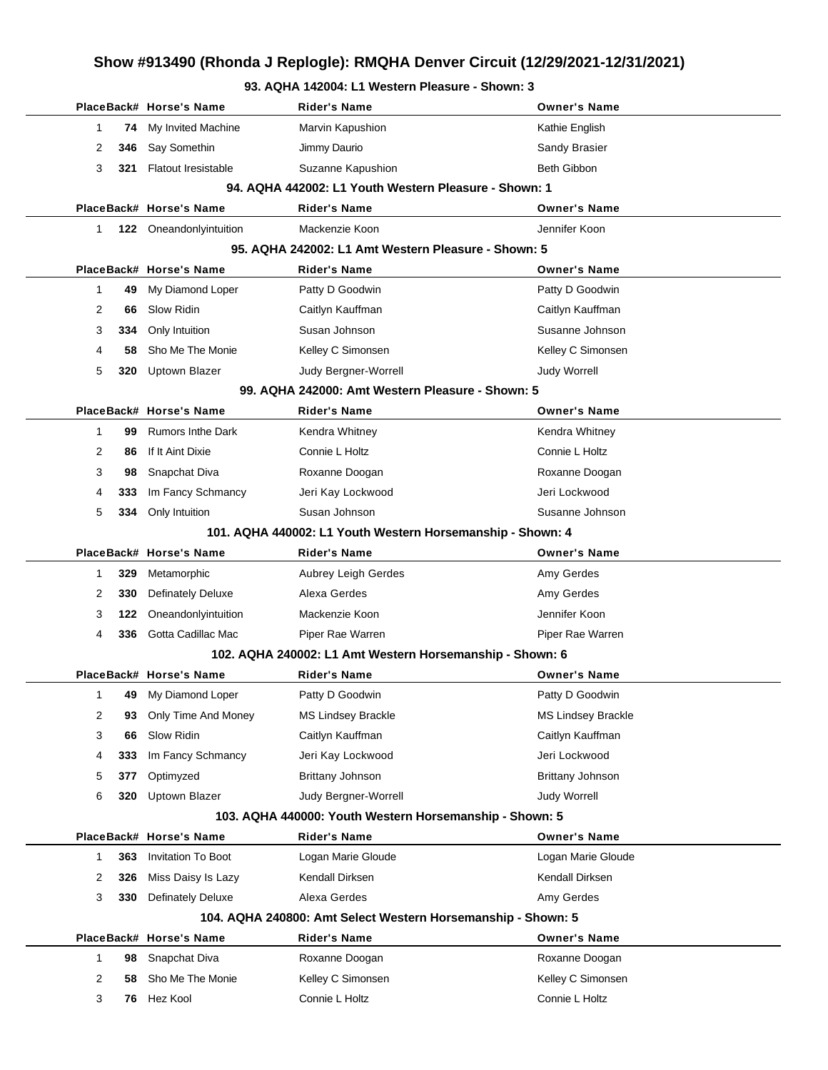# Show #913490 (Rhonda J Replogle): RMQHA Denver Circuit (12/29/2021-12/31/2021)

### 93. AQHA 142004: L1 Western Pleasure - Shown: 3

| Place | Back# | Horse's Name | Rider's Name | Owner's Name |
|---|---|---|---|---|
| 1 | 74 | My Invited Machine | Marvin Kapushion | Kathie English |
| 2 | 346 | Say Somethin | Jimmy Daurio | Sandy Brasier |
| 3 | 321 | Flatout Iresistable | Suzanne Kapushion | Beth Gibbon |

### 94. AQHA 442002: L1 Youth Western Pleasure - Shown: 1

| Place | Back# | Horse's Name | Rider's Name | Owner's Name |
|---|---|---|---|---|
| 1 | 122 | Oneandonlyintuition | Mackenzie Koon | Jennifer Koon |

### 95. AQHA 242002: L1 Amt Western Pleasure - Shown: 5

| Place | Back# | Horse's Name | Rider's Name | Owner's Name |
|---|---|---|---|---|
| 1 | 49 | My Diamond Loper | Patty D Goodwin | Patty D Goodwin |
| 2 | 66 | Slow Ridin | Caitlyn Kauffman | Caitlyn Kauffman |
| 3 | 334 | Only Intuition | Susan Johnson | Susanne Johnson |
| 4 | 58 | Sho Me The Monie | Kelley C Simonsen | Kelley C Simonsen |
| 5 | 320 | Uptown Blazer | Judy Bergner-Worrell | Judy Worrell |

### 99. AQHA 242000: Amt Western Pleasure - Shown: 5

| Place | Back# | Horse's Name | Rider's Name | Owner's Name |
|---|---|---|---|---|
| 1 | 99 | Rumors Inthe Dark | Kendra Whitney | Kendra Whitney |
| 2 | 86 | If It Aint Dixie | Connie L Holtz | Connie L Holtz |
| 3 | 98 | Snapchat Diva | Roxanne Doogan | Roxanne Doogan |
| 4 | 333 | Im Fancy Schmancy | Jeri Kay Lockwood | Jeri Lockwood |
| 5 | 334 | Only Intuition | Susan Johnson | Susanne Johnson |

### 101. AQHA 440002: L1 Youth Western Horsemanship - Shown: 4

| Place | Back# | Horse's Name | Rider's Name | Owner's Name |
|---|---|---|---|---|
| 1 | 329 | Metamorphic | Aubrey Leigh Gerdes | Amy Gerdes |
| 2 | 330 | Definately Deluxe | Alexa Gerdes | Amy Gerdes |
| 3 | 122 | Oneandonlyintuition | Mackenzie Koon | Jennifer Koon |
| 4 | 336 | Gotta Cadillac Mac | Piper Rae Warren | Piper Rae Warren |

### 102. AQHA 240002: L1 Amt Western Horsemanship - Shown: 6

| Place | Back# | Horse's Name | Rider's Name | Owner's Name |
|---|---|---|---|---|
| 1 | 49 | My Diamond Loper | Patty D Goodwin | Patty D Goodwin |
| 2 | 93 | Only Time And Money | MS Lindsey Brackle | MS Lindsey Brackle |
| 3 | 66 | Slow Ridin | Caitlyn Kauffman | Caitlyn Kauffman |
| 4 | 333 | Im Fancy Schmancy | Jeri Kay Lockwood | Jeri Lockwood |
| 5 | 377 | Optimyzed | Brittany Johnson | Brittany Johnson |
| 6 | 320 | Uptown Blazer | Judy Bergner-Worrell | Judy Worrell |

### 103. AQHA 440000: Youth Western Horsemanship - Shown: 5

| Place | Back# | Horse's Name | Rider's Name | Owner's Name |
|---|---|---|---|---|
| 1 | 363 | Invitation To Boot | Logan Marie Gloude | Logan Marie Gloude |
| 2 | 326 | Miss Daisy Is Lazy | Kendall Dirksen | Kendall Dirksen |
| 3 | 330 | Definately Deluxe | Alexa Gerdes | Amy Gerdes |

### 104. AQHA 240800: Amt Select Western Horsemanship - Shown: 5

| Place | Back# | Horse's Name | Rider's Name | Owner's Name |
|---|---|---|---|---|
| 1 | 98 | Snapchat Diva | Roxanne Doogan | Roxanne Doogan |
| 2 | 58 | Sho Me The Monie | Kelley C Simonsen | Kelley C Simonsen |
| 3 | 76 | Hez Kool | Connie L Holtz | Connie L Holtz |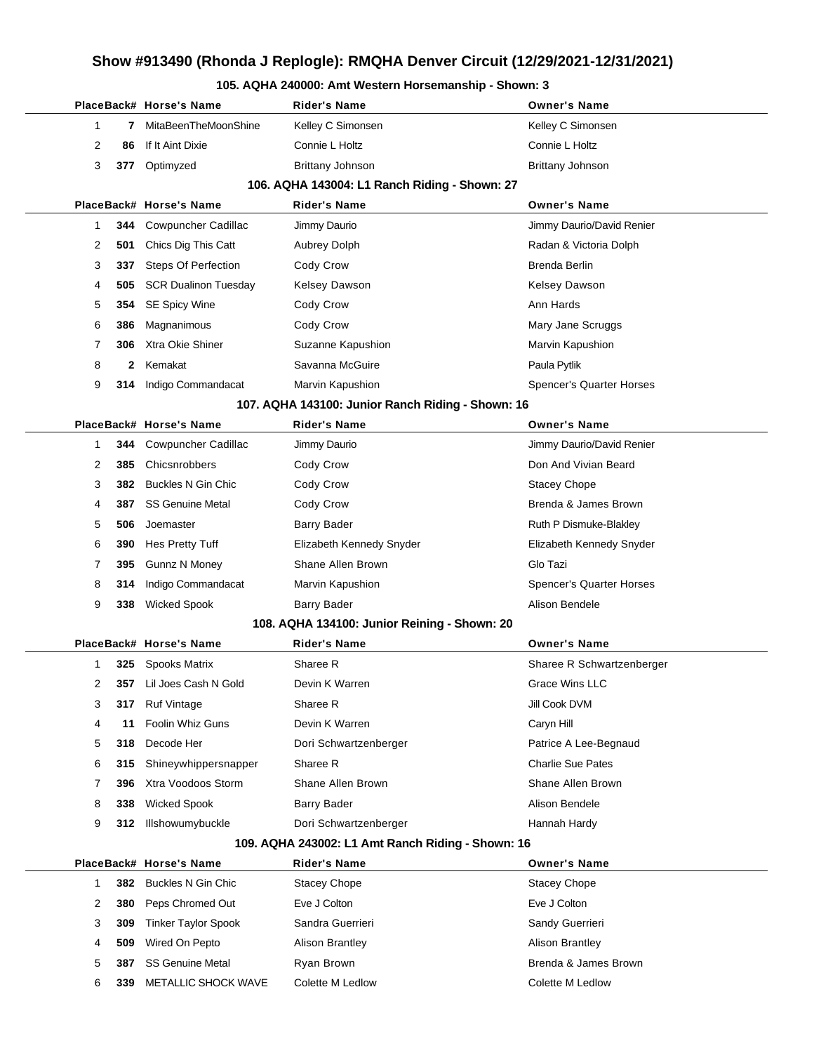# Show #913490 (Rhonda J Replogle): RMQHA Denver Circuit (12/29/2021-12/31/2021)

## 105. AQHA 240000: Amt Western Horsemanship - Shown: 3

| Place | Back# | Horse's Name | Rider's Name | Owner's Name |
|---|---|---|---|---|
| 1 | 7 | MitaBeenTheMoonShine | Kelley C Simonsen | Kelley C Simonsen |
| 2 | 86 | If It Aint Dixie | Connie L Holtz | Connie L Holtz |
| 3 | 377 | Optimyzed | Brittany Johnson | Brittany Johnson |

## 106. AQHA 143004: L1 Ranch Riding - Shown: 27

| Place | Back# | Horse's Name | Rider's Name | Owner's Name |
|---|---|---|---|---|
| 1 | 344 | Cowpuncher Cadillac | Jimmy Daurio | Jimmy Daurio/David Renier |
| 2 | 501 | Chics Dig This Catt | Aubrey Dolph | Radan & Victoria Dolph |
| 3 | 337 | Steps Of Perfection | Cody Crow | Brenda Berlin |
| 4 | 505 | SCR Dualinon Tuesday | Kelsey Dawson | Kelsey Dawson |
| 5 | 354 | SE Spicy Wine | Cody Crow | Ann Hards |
| 6 | 386 | Magnanimous | Cody Crow | Mary Jane Scruggs |
| 7 | 306 | Xtra Okie Shiner | Suzanne Kapushion | Marvin Kapushion |
| 8 | 2 | Kemakat | Savanna McGuire | Paula Pytlik |
| 9 | 314 | Indigo Commandacat | Marvin Kapushion | Spencer's Quarter Horses |

## 107. AQHA 143100: Junior Ranch Riding - Shown: 16

| Place | Back# | Horse's Name | Rider's Name | Owner's Name |
|---|---|---|---|---|
| 1 | 344 | Cowpuncher Cadillac | Jimmy Daurio | Jimmy Daurio/David Renier |
| 2 | 385 | Chicsnrobbers | Cody Crow | Don And Vivian Beard |
| 3 | 382 | Buckles N Gin Chic | Cody Crow | Stacey Chope |
| 4 | 387 | SS Genuine Metal | Cody Crow | Brenda & James Brown |
| 5 | 506 | Joemaster | Barry Bader | Ruth P Dismuke-Blakley |
| 6 | 390 | Hes Pretty Tuff | Elizabeth Kennedy Snyder | Elizabeth Kennedy Snyder |
| 7 | 395 | Gunnz N Money | Shane Allen Brown | Glo Tazi |
| 8 | 314 | Indigo Commandacat | Marvin Kapushion | Spencer's Quarter Horses |
| 9 | 338 | Wicked Spook | Barry Bader | Alison Bendele |

## 108. AQHA 134100: Junior Reining - Shown: 20

| Place | Back# | Horse's Name | Rider's Name | Owner's Name |
|---|---|---|---|---|
| 1 | 325 | Spooks Matrix | Sharee R | Sharee R Schwartzenberger |
| 2 | 357 | Lil Joes Cash N Gold | Devin K Warren | Grace Wins LLC |
| 3 | 317 | Ruf Vintage | Sharee R | Jill Cook DVM |
| 4 | 11 | Foolin Whiz Guns | Devin K Warren | Caryn Hill |
| 5 | 318 | Decode Her | Dori Schwartzenberger | Patrice A Lee-Begnaud |
| 6 | 315 | Shineywhippersnapper | Sharee R | Charlie Sue Pates |
| 7 | 396 | Xtra Voodoos Storm | Shane Allen Brown | Shane Allen Brown |
| 8 | 338 | Wicked Spook | Barry Bader | Alison Bendele |
| 9 | 312 | Illshowumybuckle | Dori Schwartzenberger | Hannah Hardy |

## 109. AQHA 243002: L1 Amt Ranch Riding - Shown: 16

| Place | Back# | Horse's Name | Rider's Name | Owner's Name |
|---|---|---|---|---|
| 1 | 382 | Buckles N Gin Chic | Stacey Chope | Stacey Chope |
| 2 | 380 | Peps Chromed Out | Eve J Colton | Eve J Colton |
| 3 | 309 | Tinker Taylor Spook | Sandra Guerrieri | Sandy Guerrieri |
| 4 | 509 | Wired On Pepto | Alison Brantley | Alison Brantley |
| 5 | 387 | SS Genuine Metal | Ryan Brown | Brenda & James Brown |
| 6 | 339 | METALLIC SHOCK WAVE | Colette M Ledlow | Colette M Ledlow |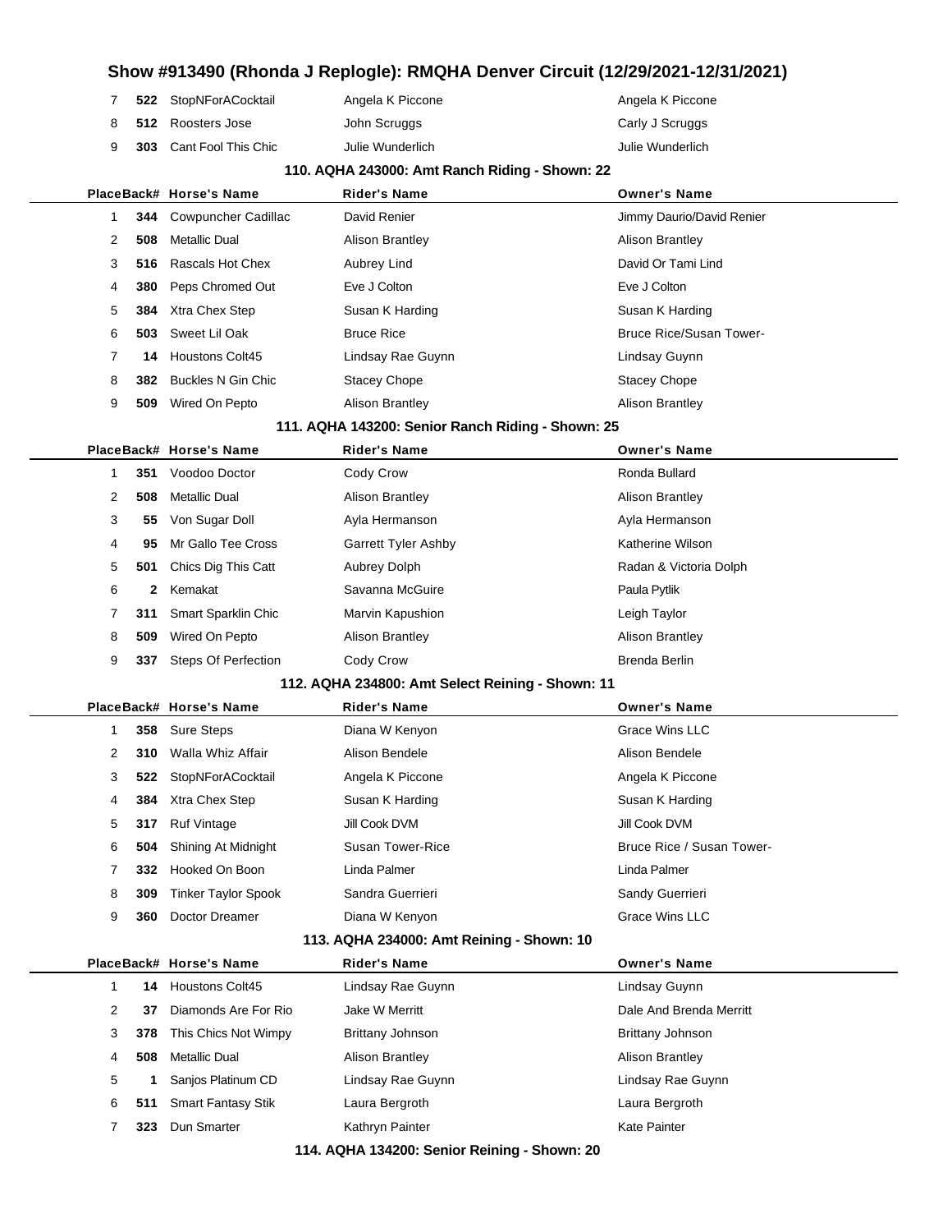| Place | Back# | Horse's Name | Rider's Name | Owner's Name |
|---|---|---|---|---|
| 7 | 522 | StopNForACocktail | Angela K Piccone | Angela K Piccone |
| 8 | 512 | Roosters Jose | John Scruggs | Carly J Scruggs |
| 9 | 303 | Cant Fool This Chic | Julie Wunderlich | Julie Wunderlich |

### 110. AQHA 243000: Amt Ranch Riding - Shown: 22

| Place | Back# | Horse's Name | Rider's Name | Owner's Name |
|---|---|---|---|---|
| 1 | 344 | Cowpuncher Cadillac | David Renier | Jimmy Daurio/David Renier |
| 2 | 508 | Metallic Dual | Alison Brantley | Alison Brantley |
| 3 | 516 | Rascals Hot Chex | Aubrey Lind | David Or Tami Lind |
| 4 | 380 | Peps Chromed Out | Eve J Colton | Eve J Colton |
| 5 | 384 | Xtra Chex Step | Susan K Harding | Susan K Harding |
| 6 | 503 | Sweet Lil Oak | Bruce Rice | Bruce Rice/Susan Tower- |
| 7 | 14 | Houstons Colt45 | Lindsay Rae Guynn | Lindsay Guynn |
| 8 | 382 | Buckles N Gin Chic | Stacey Chope | Stacey Chope |
| 9 | 509 | Wired On Pepto | Alison Brantley | Alison Brantley |

### 111. AQHA 143200: Senior Ranch Riding - Shown: 25

| Place | Back# | Horse's Name | Rider's Name | Owner's Name |
|---|---|---|---|---|
| 1 | 351 | Voodoo Doctor | Cody Crow | Ronda Bullard |
| 2 | 508 | Metallic Dual | Alison Brantley | Alison Brantley |
| 3 | 55 | Von Sugar Doll | Ayla Hermanson | Ayla Hermanson |
| 4 | 95 | Mr Gallo Tee Cross | Garrett Tyler Ashby | Katherine Wilson |
| 5 | 501 | Chics Dig This Catt | Aubrey Dolph | Radan & Victoria Dolph |
| 6 | 2 | Kemakat | Savanna McGuire | Paula Pytlik |
| 7 | 311 | Smart Sparklin Chic | Marvin Kapushion | Leigh Taylor |
| 8 | 509 | Wired On Pepto | Alison Brantley | Alison Brantley |
| 9 | 337 | Steps Of Perfection | Cody Crow | Brenda Berlin |

### 112. AQHA 234800: Amt Select Reining - Shown: 11

| Place | Back# | Horse's Name | Rider's Name | Owner's Name |
|---|---|---|---|---|
| 1 | 358 | Sure Steps | Diana W Kenyon | Grace Wins LLC |
| 2 | 310 | Walla Whiz Affair | Alison Bendele | Alison Bendele |
| 3 | 522 | StopNForACocktail | Angela K Piccone | Angela K Piccone |
| 4 | 384 | Xtra Chex Step | Susan K Harding | Susan K Harding |
| 5 | 317 | Ruf Vintage | Jill Cook DVM | Jill Cook DVM |
| 6 | 504 | Shining At Midnight | Susan Tower-Rice | Bruce Rice / Susan Tower- |
| 7 | 332 | Hooked On Boon | Linda Palmer | Linda Palmer |
| 8 | 309 | Tinker Taylor Spook | Sandra Guerrieri | Sandy Guerrieri |
| 9 | 360 | Doctor Dreamer | Diana W Kenyon | Grace Wins LLC |

### 113. AQHA 234000: Amt Reining - Shown: 10

| Place | Back# | Horse's Name | Rider's Name | Owner's Name |
|---|---|---|---|---|
| 1 | 14 | Houstons Colt45 | Lindsay Rae Guynn | Lindsay Guynn |
| 2 | 37 | Diamonds Are For Rio | Jake W Merritt | Dale And Brenda Merritt |
| 3 | 378 | This Chics Not Wimpy | Brittany Johnson | Brittany Johnson |
| 4 | 508 | Metallic Dual | Alison Brantley | Alison Brantley |
| 5 | 1 | Sanjos Platinum CD | Lindsay Rae Guynn | Lindsay Rae Guynn |
| 6 | 511 | Smart Fantasy Stik | Laura Bergroth | Laura Bergroth |
| 7 | 323 | Dun Smarter | Kathryn Painter | Kate Painter |

### 114. AQHA 134200: Senior Reining - Shown: 20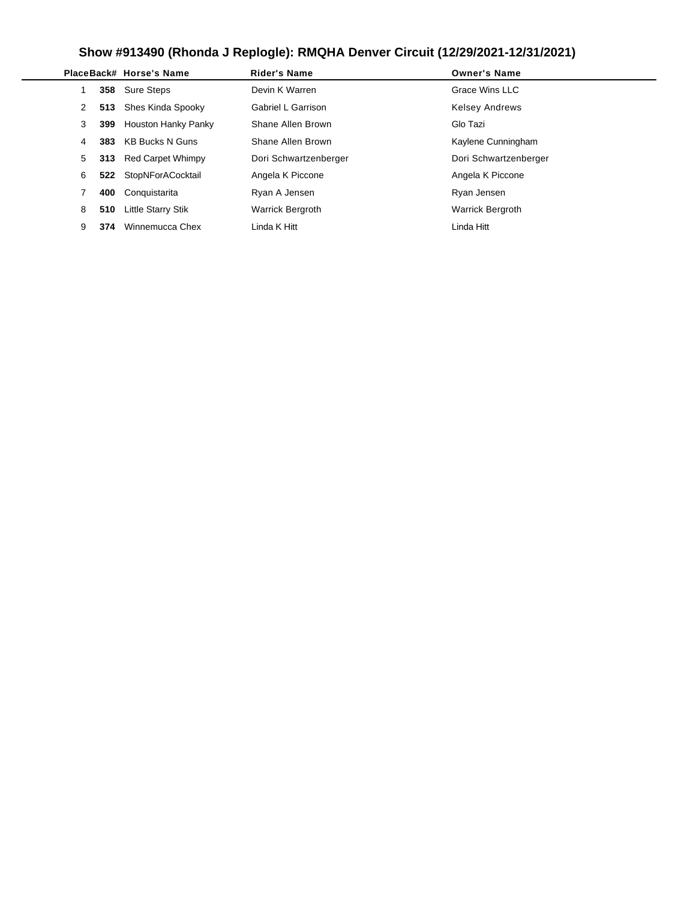## Show #913490 (Rhonda J Replogle): RMQHA Denver Circuit (12/29/2021-12/31/2021)

| Place | Back# | Horse's Name | Rider's Name | Owner's Name |
|---|---|---|---|---|
| 1 | **358** | Sure Steps | Devin K Warren | Grace Wins LLC |
| 2 | **513** | Shes Kinda Spooky | Gabriel L Garrison | Kelsey Andrews |
| 3 | **399** | Houston Hanky Panky | Shane Allen Brown | Glo Tazi |
| 4 | **383** | KB Bucks N Guns | Shane Allen Brown | Kaylene Cunningham |
| 5 | **313** | Red Carpet Whimpy | Dori Schwartzenberger | Dori Schwartzenberger |
| 6 | **522** | StopNForACocktail | Angela K Piccone | Angela K Piccone |
| 7 | **400** | Conquistarita | Ryan A Jensen | Ryan Jensen |
| 8 | **510** | Little Starry Stik | Warrick Bergroth | Warrick Bergroth |
| 9 | **374** | Winnemucca Chex | Linda K Hitt | Linda Hitt |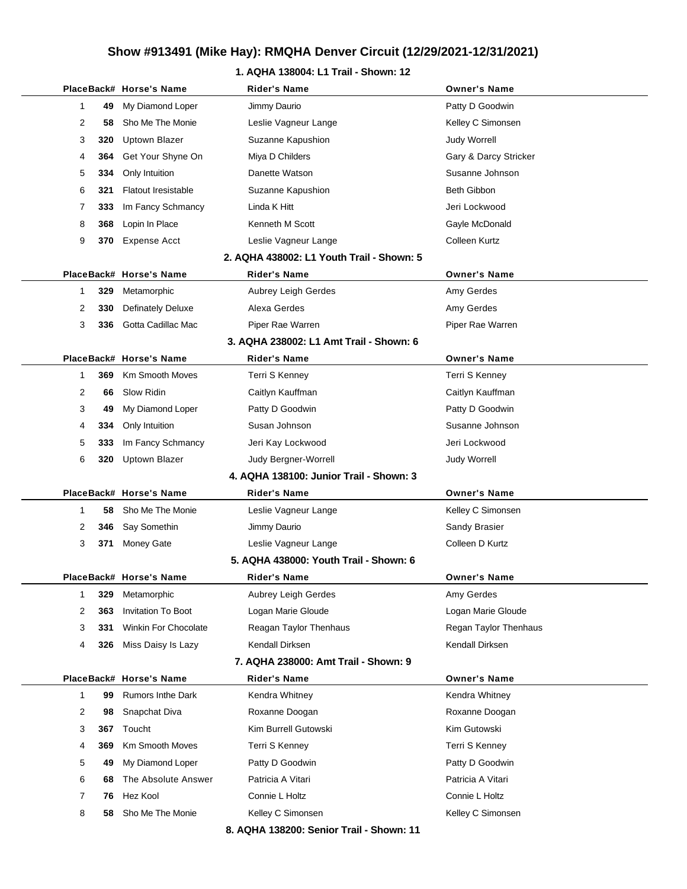# Show #913491 (Mike Hay): RMQHA Denver Circuit (12/29/2021-12/31/2021)

### 1. AQHA 138004: L1 Trail - Shown: 12

| Place | Back# | Horse's Name | Rider's Name | Owner's Name |
|---|---|---|---|---|
| 1 | 49 | My Diamond Loper | Jimmy Daurio | Patty D Goodwin |
| 2 | 58 | Sho Me The Monie | Leslie Vagneur Lange | Kelley C Simonsen |
| 3 | 320 | Uptown Blazer | Suzanne Kapushion | Judy Worrell |
| 4 | 364 | Get Your Shyne On | Miya D Childers | Gary & Darcy Stricker |
| 5 | 334 | Only Intuition | Danette Watson | Susanne Johnson |
| 6 | 321 | Flatout Iresistable | Suzanne Kapushion | Beth Gibbon |
| 7 | 333 | Im Fancy Schmancy | Linda K Hitt | Jeri Lockwood |
| 8 | 368 | Lopin In Place | Kenneth M Scott | Gayle McDonald |
| 9 | 370 | Expense Acct | Leslie Vagneur Lange | Colleen Kurtz |

### 2. AQHA 438002: L1 Youth Trail - Shown: 5

| Place | Back# | Horse's Name | Rider's Name | Owner's Name |
|---|---|---|---|---|
| 1 | 329 | Metamorphic | Aubrey Leigh Gerdes | Amy Gerdes |
| 2 | 330 | Definately Deluxe | Alexa Gerdes | Amy Gerdes |
| 3 | 336 | Gotta Cadillac Mac | Piper Rae Warren | Piper Rae Warren |

### 3. AQHA 238002: L1 Amt Trail - Shown: 6

| Place | Back# | Horse's Name | Rider's Name | Owner's Name |
|---|---|---|---|---|
| 1 | 369 | Km Smooth Moves | Terri S Kenney | Terri S Kenney |
| 2 | 66 | Slow Ridin | Caitlyn Kauffman | Caitlyn Kauffman |
| 3 | 49 | My Diamond Loper | Patty D Goodwin | Patty D Goodwin |
| 4 | 334 | Only Intuition | Susan Johnson | Susanne Johnson |
| 5 | 333 | Im Fancy Schmancy | Jeri Kay Lockwood | Jeri Lockwood |
| 6 | 320 | Uptown Blazer | Judy Bergner-Worrell | Judy Worrell |

### 4. AQHA 138100: Junior Trail - Shown: 3

| Place | Back# | Horse's Name | Rider's Name | Owner's Name |
|---|---|---|---|---|
| 1 | 58 | Sho Me The Monie | Leslie Vagneur Lange | Kelley C Simonsen |
| 2 | 346 | Say Somethin | Jimmy Daurio | Sandy Brasier |
| 3 | 371 | Money Gate | Leslie Vagneur Lange | Colleen D Kurtz |

### 5. AQHA 438000: Youth Trail - Shown: 6

| Place | Back# | Horse's Name | Rider's Name | Owner's Name |
|---|---|---|---|---|
| 1 | 329 | Metamorphic | Aubrey Leigh Gerdes | Amy Gerdes |
| 2 | 363 | Invitation To Boot | Logan Marie Gloude | Logan Marie Gloude |
| 3 | 331 | Winkin For Chocolate | Reagan Taylor Thenhaus | Regan Taylor Thenhaus |
| 4 | 326 | Miss Daisy Is Lazy | Kendall Dirksen | Kendall Dirksen |

### 7. AQHA 238000: Amt Trail - Shown: 9

| Place | Back# | Horse's Name | Rider's Name | Owner's Name |
|---|---|---|---|---|
| 1 | 99 | Rumors Inthe Dark | Kendra Whitney | Kendra Whitney |
| 2 | 98 | Snapchat Diva | Roxanne Doogan | Roxanne Doogan |
| 3 | 367 | Toucht | Kim Burrell Gutowski | Kim Gutowski |
| 4 | 369 | Km Smooth Moves | Terri S Kenney | Terri S Kenney |
| 5 | 49 | My Diamond Loper | Patty D Goodwin | Patty D Goodwin |
| 6 | 68 | The Absolute Answer | Patricia A Vitari | Patricia A Vitari |
| 7 | 76 | Hez Kool | Connie L Holtz | Connie L Holtz |
| 8 | 58 | Sho Me The Monie | Kelley C Simonsen | Kelley C Simonsen |

### 8. AQHA 138200: Senior Trail - Shown: 11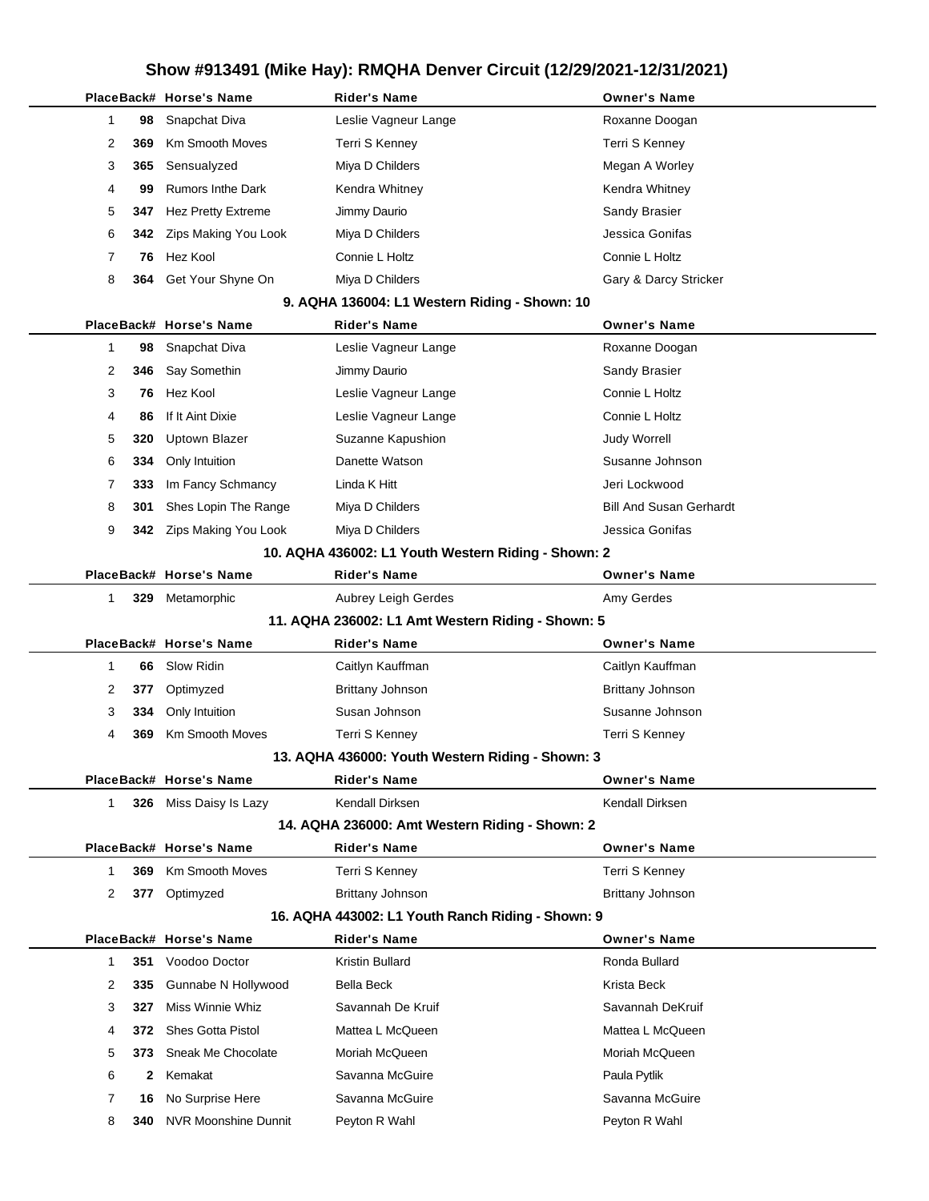# Show #913491 (Mike Hay): RMQHA Denver Circuit (12/29/2021-12/31/2021)

| Place | Back# | Horse's Name | Rider's Name | Owner's Name |
|---|---|---|---|---|
| 1 | 98 | Snapchat Diva | Leslie Vagneur Lange | Roxanne Doogan |
| 2 | 369 | Km Smooth Moves | Terri S Kenney | Terri S Kenney |
| 3 | 365 | Sensualyzed | Miya D Childers | Megan A Worley |
| 4 | 99 | Rumors Inthe Dark | Kendra Whitney | Kendra Whitney |
| 5 | 347 | Hez Pretty Extreme | Jimmy Daurio | Sandy Brasier |
| 6 | 342 | Zips Making You Look | Miya D Childers | Jessica Gonifas |
| 7 | 76 | Hez Kool | Connie L Holtz | Connie L Holtz |
| 8 | 364 | Get Your Shyne On | Miya D Childers | Gary & Darcy Stricker |

### 9. AQHA 136004: L1 Western Riding - Shown: 10

| Place | Back# | Horse's Name | Rider's Name | Owner's Name |
|---|---|---|---|---|
| 1 | 98 | Snapchat Diva | Leslie Vagneur Lange | Roxanne Doogan |
| 2 | 346 | Say Somethin | Jimmy Daurio | Sandy Brasier |
| 3 | 76 | Hez Kool | Leslie Vagneur Lange | Connie L Holtz |
| 4 | 86 | If It Aint Dixie | Leslie Vagneur Lange | Connie L Holtz |
| 5 | 320 | Uptown Blazer | Suzanne Kapushion | Judy Worrell |
| 6 | 334 | Only Intuition | Danette Watson | Susanne Johnson |
| 7 | 333 | Im Fancy Schmancy | Linda K Hitt | Jeri Lockwood |
| 8 | 301 | Shes Lopin The Range | Miya D Childers | Bill And Susan Gerhardt |
| 9 | 342 | Zips Making You Look | Miya D Childers | Jessica Gonifas |

### 10. AQHA 436002: L1 Youth Western Riding - Shown: 2

| Place | Back# | Horse's Name | Rider's Name | Owner's Name |
|---|---|---|---|---|
| 1 | 329 | Metamorphic | Aubrey Leigh Gerdes | Amy Gerdes |

### 11. AQHA 236002: L1 Amt Western Riding - Shown: 5

| Place | Back# | Horse's Name | Rider's Name | Owner's Name |
|---|---|---|---|---|
| 1 | 66 | Slow Ridin | Caitlyn Kauffman | Caitlyn Kauffman |
| 2 | 377 | Optimyzed | Brittany Johnson | Brittany Johnson |
| 3 | 334 | Only Intuition | Susan Johnson | Susanne Johnson |
| 4 | 369 | Km Smooth Moves | Terri S Kenney | Terri S Kenney |

### 13. AQHA 436000: Youth Western Riding - Shown: 3

| Place | Back# | Horse's Name | Rider's Name | Owner's Name |
|---|---|---|---|---|
| 1 | 326 | Miss Daisy Is Lazy | Kendall Dirksen | Kendall Dirksen |

### 14. AQHA 236000: Amt Western Riding - Shown: 2

| Place | Back# | Horse's Name | Rider's Name | Owner's Name |
|---|---|---|---|---|
| 1 | 369 | Km Smooth Moves | Terri S Kenney | Terri S Kenney |
| 2 | 377 | Optimyzed | Brittany Johnson | Brittany Johnson |

### 16. AQHA 443002: L1 Youth Ranch Riding - Shown: 9

| Place | Back# | Horse's Name | Rider's Name | Owner's Name |
|---|---|---|---|---|
| 1 | 351 | Voodoo Doctor | Kristin Bullard | Ronda Bullard |
| 2 | 335 | Gunnabe N Hollywood | Bella Beck | Krista Beck |
| 3 | 327 | Miss Winnie Whiz | Savannah De Kruif | Savannah DeKruif |
| 4 | 372 | Shes Gotta Pistol | Mattea L McQueen | Mattea L McQueen |
| 5 | 373 | Sneak Me Chocolate | Moriah McQueen | Moriah McQueen |
| 6 | 2 | Kemakat | Savanna McGuire | Paula Pytlik |
| 7 | 16 | No Surprise Here | Savanna McGuire | Savanna McGuire |
| 8 | 340 | NVR Moonshine Dunnit | Peyton R Wahl | Peyton R Wahl |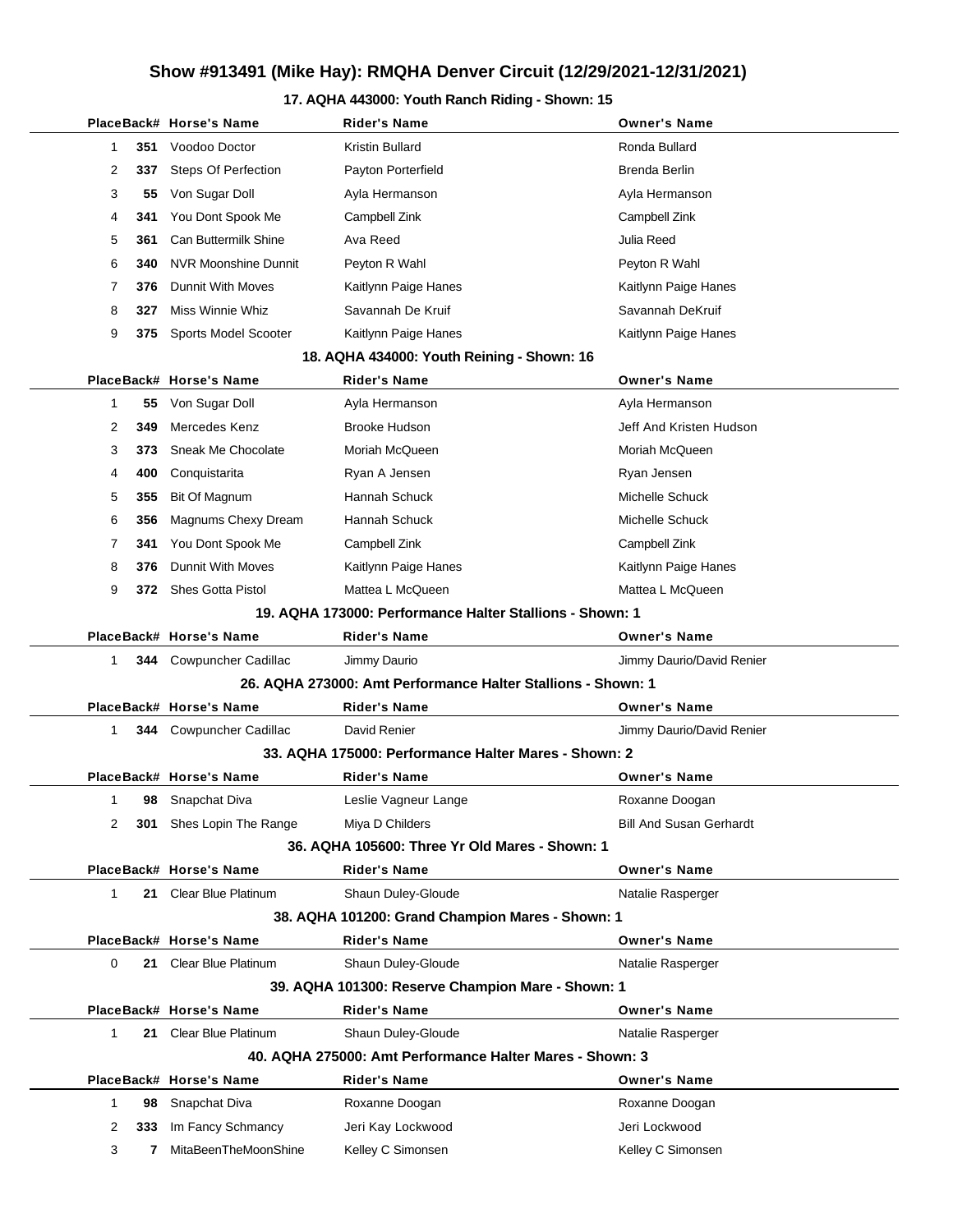# Show #913491 (Mike Hay): RMQHA Denver Circuit (12/29/2021-12/31/2021)

### 17. AQHA 443000: Youth Ranch Riding - Shown: 15

| Place | Back# | Horse's Name | Rider's Name | Owner's Name |
|---|---|---|---|---|
| 1 | 351 | Voodoo Doctor | Kristin Bullard | Ronda Bullard |
| 2 | 337 | Steps Of Perfection | Payton Porterfield | Brenda Berlin |
| 3 | 55 | Von Sugar Doll | Ayla Hermanson | Ayla Hermanson |
| 4 | 341 | You Dont Spook Me | Campbell Zink | Campbell Zink |
| 5 | 361 | Can Buttermilk Shine | Ava Reed | Julia Reed |
| 6 | 340 | NVR Moonshine Dunnit | Peyton R Wahl | Peyton R Wahl |
| 7 | 376 | Dunnit With Moves | Kaitlynn Paige Hanes | Kaitlynn Paige Hanes |
| 8 | 327 | Miss Winnie Whiz | Savannah De Kruif | Savannah DeKruif |
| 9 | 375 | Sports Model Scooter | Kaitlynn Paige Hanes | Kaitlynn Paige Hanes |

### 18. AQHA 434000: Youth Reining - Shown: 16

| Place | Back# | Horse's Name | Rider's Name | Owner's Name |
|---|---|---|---|---|
| 1 | 55 | Von Sugar Doll | Ayla Hermanson | Ayla Hermanson |
| 2 | 349 | Mercedes Kenz | Brooke Hudson | Jeff And Kristen Hudson |
| 3 | 373 | Sneak Me Chocolate | Moriah McQueen | Moriah McQueen |
| 4 | 400 | Conquistarita | Ryan A Jensen | Ryan Jensen |
| 5 | 355 | Bit Of Magnum | Hannah Schuck | Michelle Schuck |
| 6 | 356 | Magnums Chexy Dream | Hannah Schuck | Michelle Schuck |
| 7 | 341 | You Dont Spook Me | Campbell Zink | Campbell Zink |
| 8 | 376 | Dunnit With Moves | Kaitlynn Paige Hanes | Kaitlynn Paige Hanes |
| 9 | 372 | Shes Gotta Pistol | Mattea L McQueen | Mattea L McQueen |

### 19. AQHA 173000: Performance Halter Stallions - Shown: 1

| Place | Back# | Horse's Name | Rider's Name | Owner's Name |
|---|---|---|---|---|
| 1 | 344 | Cowpuncher Cadillac | Jimmy Daurio | Jimmy Daurio/David Renier |

### 26. AQHA 273000: Amt Performance Halter Stallions - Shown: 1

| Place | Back# | Horse's Name | Rider's Name | Owner's Name |
|---|---|---|---|---|
| 1 | 344 | Cowpuncher Cadillac | David Renier | Jimmy Daurio/David Renier |

### 33. AQHA 175000: Performance Halter Mares - Shown: 2

| Place | Back# | Horse's Name | Rider's Name | Owner's Name |
|---|---|---|---|---|
| 1 | 98 | Snapchat Diva | Leslie Vagneur Lange | Roxanne Doogan |
| 2 | 301 | Shes Lopin The Range | Miya D Childers | Bill And Susan Gerhardt |

### 36. AQHA 105600: Three Yr Old Mares - Shown: 1

| Place | Back# | Horse's Name | Rider's Name | Owner's Name |
|---|---|---|---|---|
| 1 | 21 | Clear Blue Platinum | Shaun Duley-Gloude | Natalie Rasperger |

### 38. AQHA 101200: Grand Champion Mares - Shown: 1

| Place | Back# | Horse's Name | Rider's Name | Owner's Name |
|---|---|---|---|---|
| 0 | 21 | Clear Blue Platinum | Shaun Duley-Gloude | Natalie Rasperger |

### 39. AQHA 101300: Reserve Champion Mare - Shown: 1

| Place | Back# | Horse's Name | Rider's Name | Owner's Name |
|---|---|---|---|---|
| 1 | 21 | Clear Blue Platinum | Shaun Duley-Gloude | Natalie Rasperger |

### 40. AQHA 275000: Amt Performance Halter Mares - Shown: 3

| Place | Back# | Horse's Name | Rider's Name | Owner's Name |
|---|---|---|---|---|
| 1 | 98 | Snapchat Diva | Roxanne Doogan | Roxanne Doogan |
| 2 | 333 | Im Fancy Schmancy | Jeri Kay Lockwood | Jeri Lockwood |
| 3 | 7 | MitaBeenTheMoonShine | Kelley C Simonsen | Kelley C Simonsen |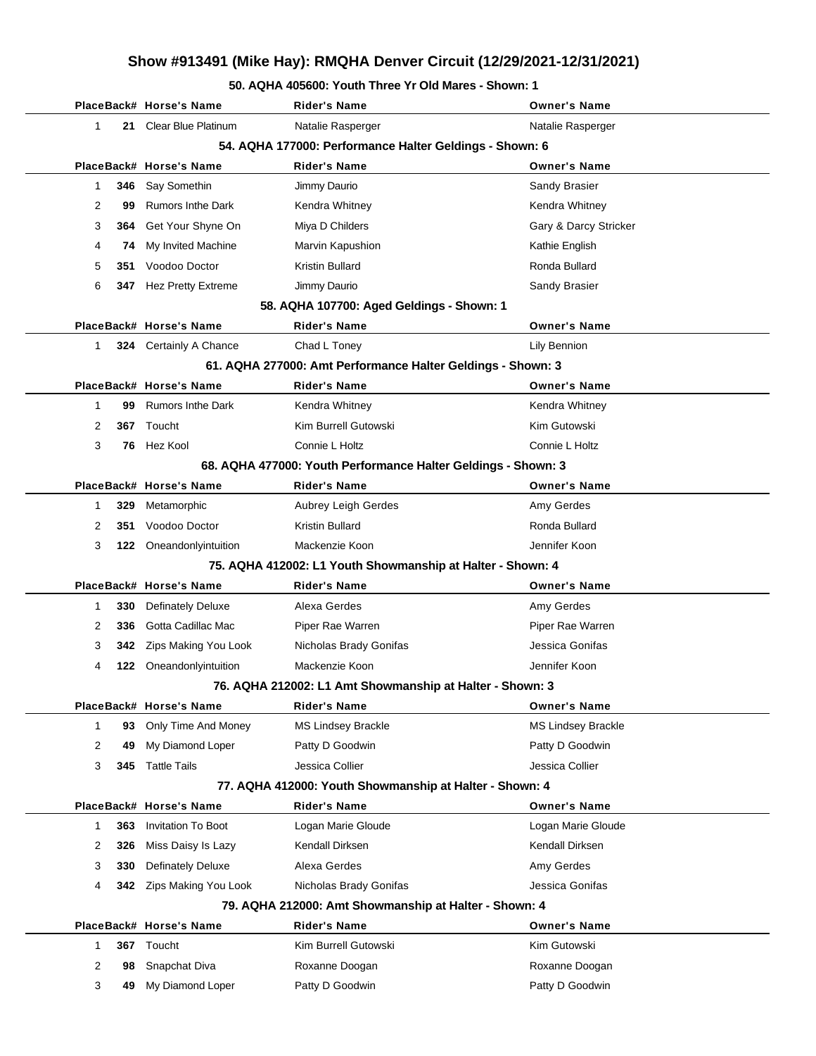# Show #913491 (Mike Hay): RMQHA Denver Circuit (12/29/2021-12/31/2021)

### 50. AQHA 405600: Youth Three Yr Old Mares - Shown: 1

| Place | Back# | Horse's Name | Rider's Name | Owner's Name |
|---|---|---|---|---|
| 1 | 21 | Clear Blue Platinum | Natalie Rasperger | Natalie Rasperger |

### 54. AQHA 177000: Performance Halter Geldings - Shown: 6

| Place | Back# | Horse's Name | Rider's Name | Owner's Name |
|---|---|---|---|---|
| 1 | 346 | Say Somethin | Jimmy Daurio | Sandy Brasier |
| 2 | 99 | Rumors Inthe Dark | Kendra Whitney | Kendra Whitney |
| 3 | 364 | Get Your Shyne On | Miya D Childers | Gary & Darcy Stricker |
| 4 | 74 | My Invited Machine | Marvin Kapushion | Kathie English |
| 5 | 351 | Voodoo Doctor | Kristin Bullard | Ronda Bullard |
| 6 | 347 | Hez Pretty Extreme | Jimmy Daurio | Sandy Brasier |

### 58. AQHA 107700: Aged Geldings - Shown: 1

| Place | Back# | Horse's Name | Rider's Name | Owner's Name |
|---|---|---|---|---|
| 1 | 324 | Certainly A Chance | Chad L Toney | Lily Bennion |

### 61. AQHA 277000: Amt Performance Halter Geldings - Shown: 3

| Place | Back# | Horse's Name | Rider's Name | Owner's Name |
|---|---|---|---|---|
| 1 | 99 | Rumors Inthe Dark | Kendra Whitney | Kendra Whitney |
| 2 | 367 | Toucht | Kim Burrell Gutowski | Kim Gutowski |
| 3 | 76 | Hez Kool | Connie L Holtz | Connie L Holtz |

### 68. AQHA 477000: Youth Performance Halter Geldings - Shown: 3

| Place | Back# | Horse's Name | Rider's Name | Owner's Name |
|---|---|---|---|---|
| 1 | 329 | Metamorphic | Aubrey Leigh Gerdes | Amy Gerdes |
| 2 | 351 | Voodoo Doctor | Kristin Bullard | Ronda Bullard |
| 3 | 122 | Oneandonlyintuition | Mackenzie Koon | Jennifer Koon |

### 75. AQHA 412002: L1 Youth Showmanship at Halter - Shown: 4

| Place | Back# | Horse's Name | Rider's Name | Owner's Name |
|---|---|---|---|---|
| 1 | 330 | Definately Deluxe | Alexa Gerdes | Amy Gerdes |
| 2 | 336 | Gotta Cadillac Mac | Piper Rae Warren | Piper Rae Warren |
| 3 | 342 | Zips Making You Look | Nicholas Brady Gonifas | Jessica Gonifas |
| 4 | 122 | Oneandonlyintuition | Mackenzie Koon | Jennifer Koon |

### 76. AQHA 212002: L1 Amt Showmanship at Halter - Shown: 3

| Place | Back# | Horse's Name | Rider's Name | Owner's Name |
|---|---|---|---|---|
| 1 | 93 | Only Time And Money | MS Lindsey Brackle | MS Lindsey Brackle |
| 2 | 49 | My Diamond Loper | Patty D Goodwin | Patty D Goodwin |
| 3 | 345 | Tattle Tails | Jessica Collier | Jessica Collier |

### 77. AQHA 412000: Youth Showmanship at Halter - Shown: 4

| Place | Back# | Horse's Name | Rider's Name | Owner's Name |
|---|---|---|---|---|
| 1 | 363 | Invitation To Boot | Logan Marie Gloude | Logan Marie Gloude |
| 2 | 326 | Miss Daisy Is Lazy | Kendall Dirksen | Kendall Dirksen |
| 3 | 330 | Definately Deluxe | Alexa Gerdes | Amy Gerdes |
| 4 | 342 | Zips Making You Look | Nicholas Brady Gonifas | Jessica Gonifas |

### 79. AQHA 212000: Amt Showmanship at Halter - Shown: 4

| Place | Back# | Horse's Name | Rider's Name | Owner's Name |
|---|---|---|---|---|
| 1 | 367 | Toucht | Kim Burrell Gutowski | Kim Gutowski |
| 2 | 98 | Snapchat Diva | Roxanne Doogan | Roxanne Doogan |
| 3 | 49 | My Diamond Loper | Patty D Goodwin | Patty D Goodwin |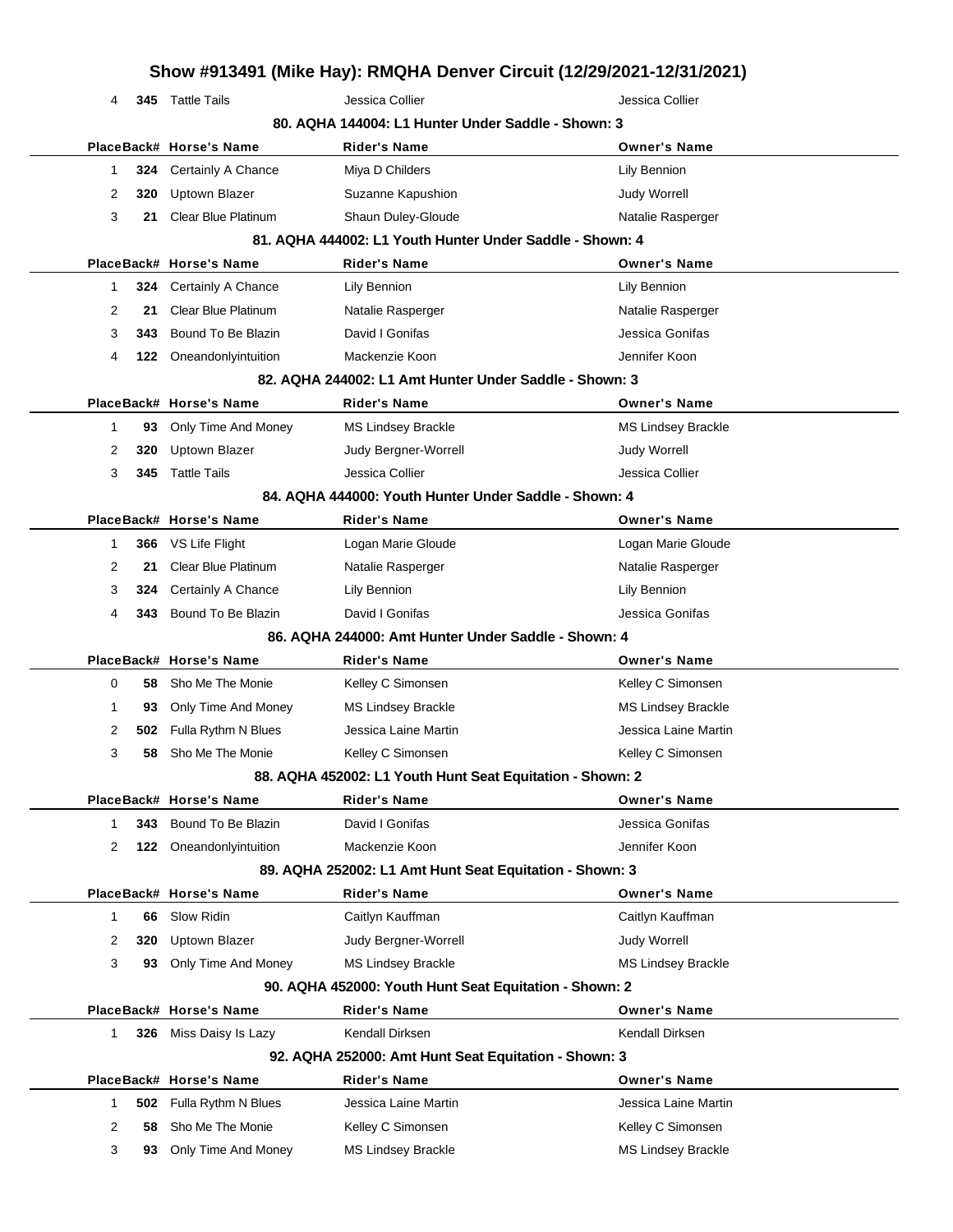# Show #913491 (Mike Hay): RMQHA Denver Circuit (12/29/2021-12/31/2021)

| Place | Back# | Horse's Name | Rider's Name | Owner's Name |
|---|---|---|---|---|
| 4 | **345** | Tattle Tails | Jessica Collier | Jessica Collier |

### 80. AQHA 144004: L1 Hunter Under Saddle - Shown: 3

| Place | Back# | Horse's Name | Rider's Name | Owner's Name |
|---|---|---|---|---|
| 1 | **324** | Certainly A Chance | Miya D Childers | Lily Bennion |
| 2 | **320** | Uptown Blazer | Suzanne Kapushion | Judy Worrell |
| 3 | **21** | Clear Blue Platinum | Shaun Duley-Gloude | Natalie Rasperger |

### 81. AQHA 444002: L1 Youth Hunter Under Saddle - Shown: 4

| Place | Back# | Horse's Name | Rider's Name | Owner's Name |
|---|---|---|---|---|
| 1 | **324** | Certainly A Chance | Lily Bennion | Lily Bennion |
| 2 | **21** | Clear Blue Platinum | Natalie Rasperger | Natalie Rasperger |
| 3 | **343** | Bound To Be Blazin | David I Gonifas | Jessica Gonifas |
| 4 | **122** | Oneandonlyintuition | Mackenzie Koon | Jennifer Koon |

### 82. AQHA 244002: L1 Amt Hunter Under Saddle - Shown: 3

| Place | Back# | Horse's Name | Rider's Name | Owner's Name |
|---|---|---|---|---|
| 1 | **93** | Only Time And Money | MS Lindsey Brackle | MS Lindsey Brackle |
| 2 | **320** | Uptown Blazer | Judy Bergner-Worrell | Judy Worrell |
| 3 | **345** | Tattle Tails | Jessica Collier | Jessica Collier |

### 84. AQHA 444000: Youth Hunter Under Saddle - Shown: 4

| Place | Back# | Horse's Name | Rider's Name | Owner's Name |
|---|---|---|---|---|
| 1 | **366** | VS Life Flight | Logan Marie Gloude | Logan Marie Gloude |
| 2 | **21** | Clear Blue Platinum | Natalie Rasperger | Natalie Rasperger |
| 3 | **324** | Certainly A Chance | Lily Bennion | Lily Bennion |
| 4 | **343** | Bound To Be Blazin | David I Gonifas | Jessica Gonifas |

### 86. AQHA 244000: Amt Hunter Under Saddle - Shown: 4

| Place | Back# | Horse's Name | Rider's Name | Owner's Name |
|---|---|---|---|---|
| 0 | **58** | Sho Me The Monie | Kelley C Simonsen | Kelley C Simonsen |
| 1 | **93** | Only Time And Money | MS Lindsey Brackle | MS Lindsey Brackle |
| 2 | **502** | Fulla Rythm N Blues | Jessica Laine Martin | Jessica Laine Martin |
| 3 | **58** | Sho Me The Monie | Kelley C Simonsen | Kelley C Simonsen |

### 88. AQHA 452002: L1 Youth Hunt Seat Equitation - Shown: 2

| Place | Back# | Horse's Name | Rider's Name | Owner's Name |
|---|---|---|---|---|
| 1 | **343** | Bound To Be Blazin | David I Gonifas | Jessica Gonifas |
| 2 | **122** | Oneandonlyintuition | Mackenzie Koon | Jennifer Koon |

### 89. AQHA 252002: L1 Amt Hunt Seat Equitation - Shown: 3

| Place | Back# | Horse's Name | Rider's Name | Owner's Name |
|---|---|---|---|---|
| 1 | **66** | Slow Ridin | Caitlyn Kauffman | Caitlyn Kauffman |
| 2 | **320** | Uptown Blazer | Judy Bergner-Worrell | Judy Worrell |
| 3 | **93** | Only Time And Money | MS Lindsey Brackle | MS Lindsey Brackle |

### 90. AQHA 452000: Youth Hunt Seat Equitation - Shown: 2

| Place | Back# | Horse's Name | Rider's Name | Owner's Name |
|---|---|---|---|---|
| 1 | **326** | Miss Daisy Is Lazy | Kendall Dirksen | Kendall Dirksen |

### 92. AQHA 252000: Amt Hunt Seat Equitation - Shown: 3

| Place | Back# | Horse's Name | Rider's Name | Owner's Name |
|---|---|---|---|---|
| 1 | **502** | Fulla Rythm N Blues | Jessica Laine Martin | Jessica Laine Martin |
| 2 | **58** | Sho Me The Monie | Kelley C Simonsen | Kelley C Simonsen |
| 3 | **93** | Only Time And Money | MS Lindsey Brackle | MS Lindsey Brackle |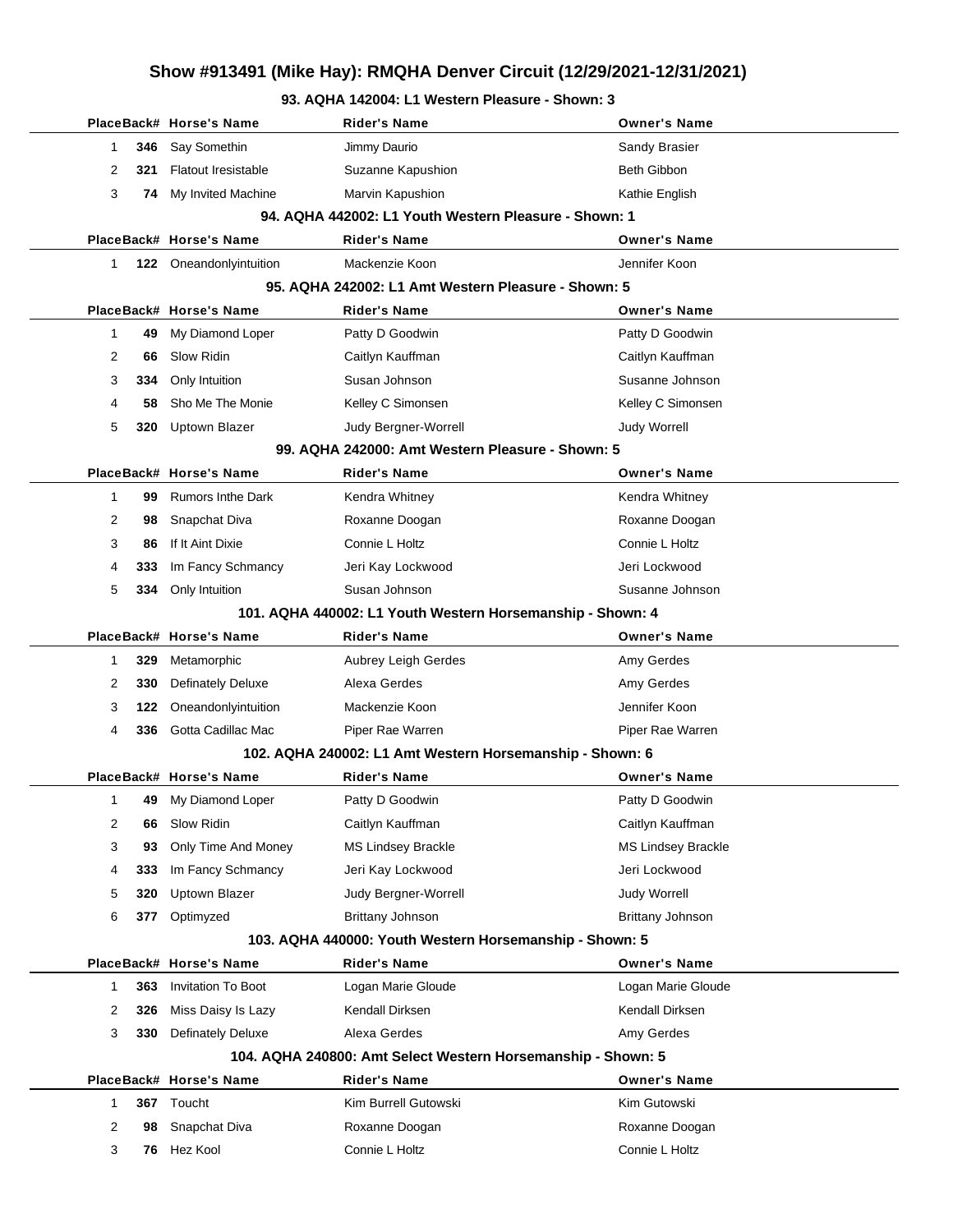# Show #913491 (Mike Hay): RMQHA Denver Circuit (12/29/2021-12/31/2021)

## 93. AQHA 142004: L1 Western Pleasure - Shown: 3

| Place | Back# | Horse's Name | Rider's Name | Owner's Name |
|---|---|---|---|---|
| 1 | **346** | Say Somethin | Jimmy Daurio | Sandy Brasier |
| 2 | **321** | Flatout Iresistable | Suzanne Kapushion | Beth Gibbon |
| 3 | **74** | My Invited Machine | Marvin Kapushion | Kathie English |

## 94. AQHA 442002: L1 Youth Western Pleasure - Shown: 1

| Place | Back# | Horse's Name | Rider's Name | Owner's Name |
|---|---|---|---|---|
| 1 | **122** | Oneandonlyintuition | Mackenzie Koon | Jennifer Koon |

## 95. AQHA 242002: L1 Amt Western Pleasure - Shown: 5

| Place | Back# | Horse's Name | Rider's Name | Owner's Name |
|---|---|---|---|---|
| 1 | **49** | My Diamond Loper | Patty D Goodwin | Patty D Goodwin |
| 2 | **66** | Slow Ridin | Caitlyn Kauffman | Caitlyn Kauffman |
| 3 | **334** | Only Intuition | Susan Johnson | Susanne Johnson |
| 4 | **58** | Sho Me The Monie | Kelley C Simonsen | Kelley C Simonsen |
| 5 | **320** | Uptown Blazer | Judy Bergner-Worrell | Judy Worrell |

## 99. AQHA 242000: Amt Western Pleasure - Shown: 5

| Place | Back# | Horse's Name | Rider's Name | Owner's Name |
|---|---|---|---|---|
| 1 | **99** | Rumors Inthe Dark | Kendra Whitney | Kendra Whitney |
| 2 | **98** | Snapchat Diva | Roxanne Doogan | Roxanne Doogan |
| 3 | **86** | If It Aint Dixie | Connie L Holtz | Connie L Holtz |
| 4 | **333** | Im Fancy Schmancy | Jeri Kay Lockwood | Jeri Lockwood |
| 5 | **334** | Only Intuition | Susan Johnson | Susanne Johnson |

## 101. AQHA 440002: L1 Youth Western Horsemanship - Shown: 4

| Place | Back# | Horse's Name | Rider's Name | Owner's Name |
|---|---|---|---|---|
| 1 | **329** | Metamorphic | Aubrey Leigh Gerdes | Amy Gerdes |
| 2 | **330** | Definately Deluxe | Alexa Gerdes | Amy Gerdes |
| 3 | **122** | Oneandonlyintuition | Mackenzie Koon | Jennifer Koon |
| 4 | **336** | Gotta Cadillac Mac | Piper Rae Warren | Piper Rae Warren |

## 102. AQHA 240002: L1 Amt Western Horsemanship - Shown: 6

| Place | Back# | Horse's Name | Rider's Name | Owner's Name |
|---|---|---|---|---|
| 1 | **49** | My Diamond Loper | Patty D Goodwin | Patty D Goodwin |
| 2 | **66** | Slow Ridin | Caitlyn Kauffman | Caitlyn Kauffman |
| 3 | **93** | Only Time And Money | MS Lindsey Brackle | MS Lindsey Brackle |
| 4 | **333** | Im Fancy Schmancy | Jeri Kay Lockwood | Jeri Lockwood |
| 5 | **320** | Uptown Blazer | Judy Bergner-Worrell | Judy Worrell |
| 6 | **377** | Optimyzed | Brittany Johnson | Brittany Johnson |

## 103. AQHA 440000: Youth Western Horsemanship - Shown: 5

| Place | Back# | Horse's Name | Rider's Name | Owner's Name |
|---|---|---|---|---|
| 1 | **363** | Invitation To Boot | Logan Marie Gloude | Logan Marie Gloude |
| 2 | **326** | Miss Daisy Is Lazy | Kendall Dirksen | Kendall Dirksen |
| 3 | **330** | Definately Deluxe | Alexa Gerdes | Amy Gerdes |

## 104. AQHA 240800: Amt Select Western Horsemanship - Shown: 5

| Place | Back# | Horse's Name | Rider's Name | Owner's Name |
|---|---|---|---|---|
| 1 | **367** | Toucht | Kim Burrell Gutowski | Kim Gutowski |
| 2 | **98** | Snapchat Diva | Roxanne Doogan | Roxanne Doogan |
| 3 | **76** | Hez Kool | Connie L Holtz | Connie L Holtz |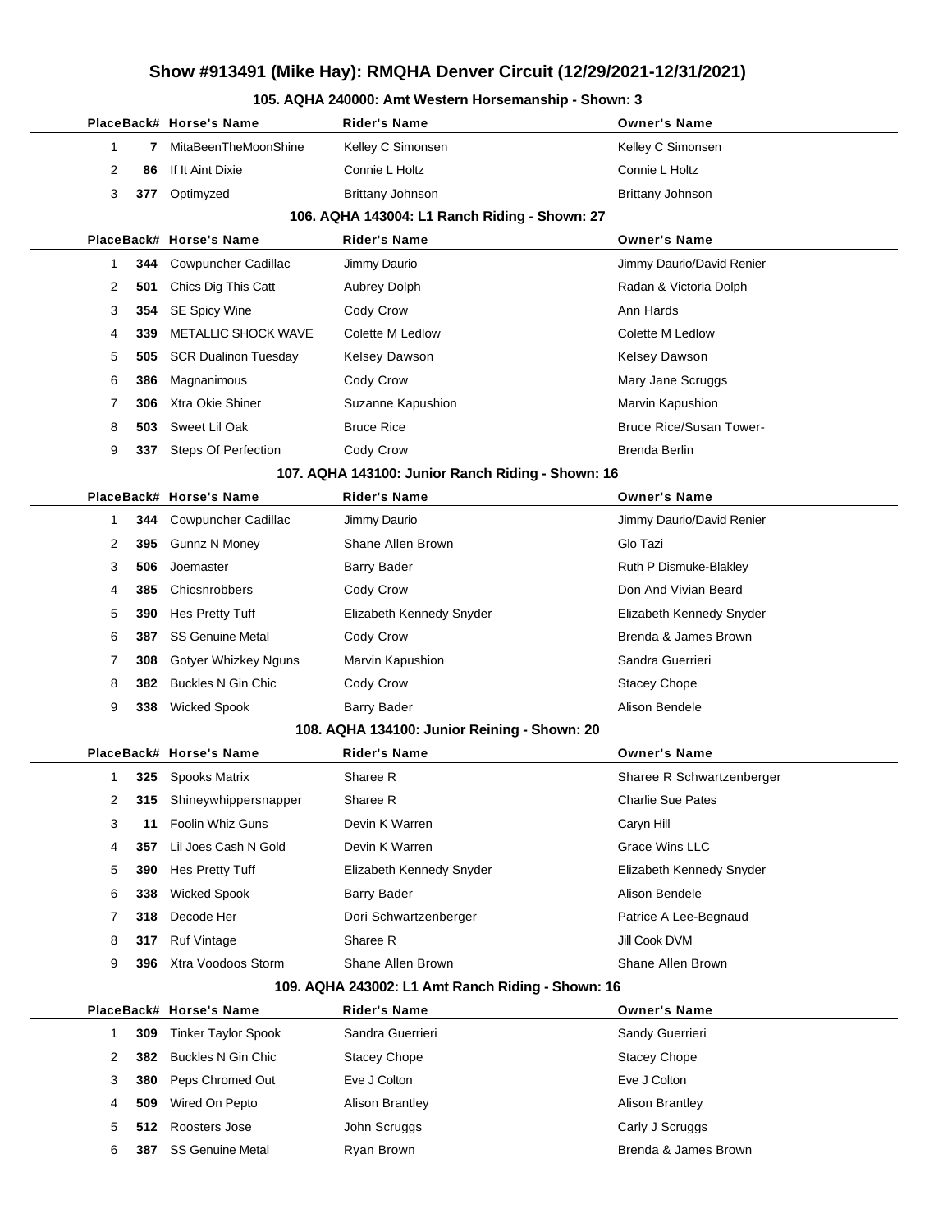# Show #913491 (Mike Hay): RMQHA Denver Circuit (12/29/2021-12/31/2021)

## 105. AQHA 240000: Amt Western Horsemanship - Shown: 3

| Place | Back# | Horse's Name | Rider's Name | Owner's Name |
|---|---|---|---|---|
| 1 | 7 | MitaBeenTheMoonShine | Kelley C Simonsen | Kelley C Simonsen |
| 2 | 86 | If It Aint Dixie | Connie L Holtz | Connie L Holtz |
| 3 | 377 | Optimyzed | Brittany Johnson | Brittany Johnson |

## 106. AQHA 143004: L1 Ranch Riding - Shown: 27

| Place | Back# | Horse's Name | Rider's Name | Owner's Name |
|---|---|---|---|---|
| 1 | 344 | Cowpuncher Cadillac | Jimmy Daurio | Jimmy Daurio/David Renier |
| 2 | 501 | Chics Dig This Catt | Aubrey Dolph | Radan & Victoria Dolph |
| 3 | 354 | SE Spicy Wine | Cody Crow | Ann Hards |
| 4 | 339 | METALLIC SHOCK WAVE | Colette M Ledlow | Colette M Ledlow |
| 5 | 505 | SCR Dualinon Tuesday | Kelsey Dawson | Kelsey Dawson |
| 6 | 386 | Magnanimous | Cody Crow | Mary Jane Scruggs |
| 7 | 306 | Xtra Okie Shiner | Suzanne Kapushion | Marvin Kapushion |
| 8 | 503 | Sweet Lil Oak | Bruce Rice | Bruce Rice/Susan Tower- |
| 9 | 337 | Steps Of Perfection | Cody Crow | Brenda Berlin |

## 107. AQHA 143100: Junior Ranch Riding - Shown: 16

| Place | Back# | Horse's Name | Rider's Name | Owner's Name |
|---|---|---|---|---|
| 1 | 344 | Cowpuncher Cadillac | Jimmy Daurio | Jimmy Daurio/David Renier |
| 2 | 395 | Gunnz N Money | Shane Allen Brown | Glo Tazi |
| 3 | 506 | Joemaster | Barry Bader | Ruth P Dismuke-Blakley |
| 4 | 385 | Chicsnrobbers | Cody Crow | Don And Vivian Beard |
| 5 | 390 | Hes Pretty Tuff | Elizabeth Kennedy Snyder | Elizabeth Kennedy Snyder |
| 6 | 387 | SS Genuine Metal | Cody Crow | Brenda & James Brown |
| 7 | 308 | Gotyer Whizkey Nguns | Marvin Kapushion | Sandra Guerrieri |
| 8 | 382 | Buckles N Gin Chic | Cody Crow | Stacey Chope |
| 9 | 338 | Wicked Spook | Barry Bader | Alison Bendele |

## 108. AQHA 134100: Junior Reining - Shown: 20

| Place | Back# | Horse's Name | Rider's Name | Owner's Name |
|---|---|---|---|---|
| 1 | 325 | Spooks Matrix | Sharee R | Sharee R Schwartzenberger |
| 2 | 315 | Shineywhippersnapper | Sharee R | Charlie Sue Pates |
| 3 | 11 | Foolin Whiz Guns | Devin K Warren | Caryn Hill |
| 4 | 357 | Lil Joes Cash N Gold | Devin K Warren | Grace Wins LLC |
| 5 | 390 | Hes Pretty Tuff | Elizabeth Kennedy Snyder | Elizabeth Kennedy Snyder |
| 6 | 338 | Wicked Spook | Barry Bader | Alison Bendele |
| 7 | 318 | Decode Her | Dori Schwartzenberger | Patrice A Lee-Begnaud |
| 8 | 317 | Ruf Vintage | Sharee R | Jill Cook DVM |
| 9 | 396 | Xtra Voodoos Storm | Shane Allen Brown | Shane Allen Brown |

## 109. AQHA 243002: L1 Amt Ranch Riding - Shown: 16

| Place | Back# | Horse's Name | Rider's Name | Owner's Name |
|---|---|---|---|---|
| 1 | 309 | Tinker Taylor Spook | Sandra Guerrieri | Sandy Guerrieri |
| 2 | 382 | Buckles N Gin Chic | Stacey Chope | Stacey Chope |
| 3 | 380 | Peps Chromed Out | Eve J Colton | Eve J Colton |
| 4 | 509 | Wired On Pepto | Alison Brantley | Alison Brantley |
| 5 | 512 | Roosters Jose | John Scruggs | Carly J Scruggs |
| 6 | 387 | SS Genuine Metal | Ryan Brown | Brenda & James Brown |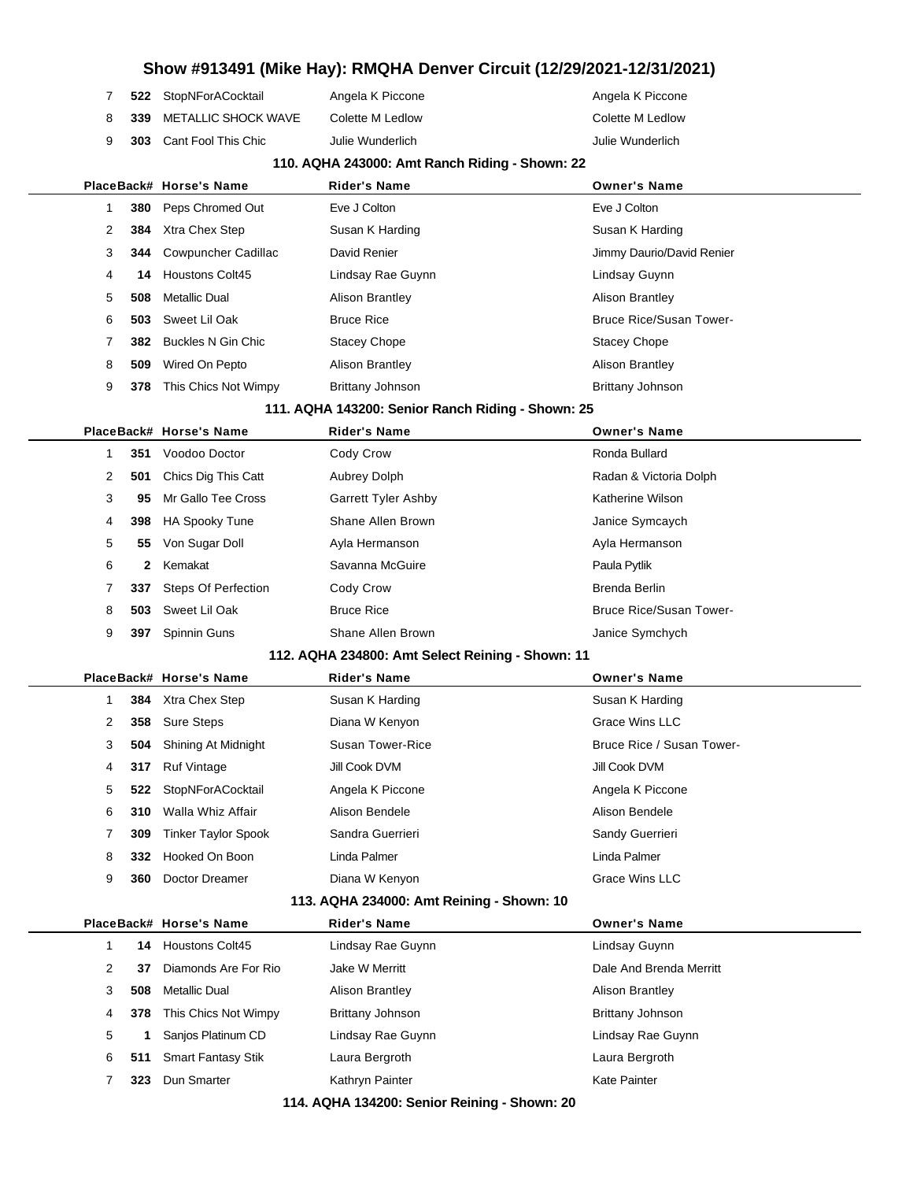# Show #913491 (Mike Hay): RMQHA Denver Circuit (12/29/2021-12/31/2021)

| Place | Back# | Horse's Name | Rider's Name | Owner's Name |
|---|---|---|---|---|
| 7 | 522 | StopNForACocktail | Angela K Piccone | Angela K Piccone |
| 8 | 339 | METALLIC SHOCK WAVE | Colette M Ledlow | Colette M Ledlow |
| 9 | 303 | Cant Fool This Chic | Julie Wunderlich | Julie Wunderlich |

## 110. AQHA 243000: Amt Ranch Riding - Shown: 22

| Place | Back# | Horse's Name | Rider's Name | Owner's Name |
|---|---|---|---|---|
| 1 | 380 | Peps Chromed Out | Eve J Colton | Eve J Colton |
| 2 | 384 | Xtra Chex Step | Susan K Harding | Susan K Harding |
| 3 | 344 | Cowpuncher Cadillac | David Renier | Jimmy Daurio/David Renier |
| 4 | 14 | Houstons Colt45 | Lindsay Rae Guynn | Lindsay Guynn |
| 5 | 508 | Metallic Dual | Alison Brantley | Alison Brantley |
| 6 | 503 | Sweet Lil Oak | Bruce Rice | Bruce Rice/Susan Tower- |
| 7 | 382 | Buckles N Gin Chic | Stacey Chope | Stacey Chope |
| 8 | 509 | Wired On Pepto | Alison Brantley | Alison Brantley |
| 9 | 378 | This Chics Not Wimpy | Brittany Johnson | Brittany Johnson |

## 111. AQHA 143200: Senior Ranch Riding - Shown: 25

| Place | Back# | Horse's Name | Rider's Name | Owner's Name |
|---|---|---|---|---|
| 1 | 351 | Voodoo Doctor | Cody Crow | Ronda Bullard |
| 2 | 501 | Chics Dig This Catt | Aubrey Dolph | Radan & Victoria Dolph |
| 3 | 95 | Mr Gallo Tee Cross | Garrett Tyler Ashby | Katherine Wilson |
| 4 | 398 | HA Spooky Tune | Shane Allen Brown | Janice Symcaych |
| 5 | 55 | Von Sugar Doll | Ayla Hermanson | Ayla Hermanson |
| 6 | 2 | Kemakat | Savanna McGuire | Paula Pytlik |
| 7 | 337 | Steps Of Perfection | Cody Crow | Brenda Berlin |
| 8 | 503 | Sweet Lil Oak | Bruce Rice | Bruce Rice/Susan Tower- |
| 9 | 397 | Spinnin Guns | Shane Allen Brown | Janice Symchych |

## 112. AQHA 234800: Amt Select Reining - Shown: 11

| Place | Back# | Horse's Name | Rider's Name | Owner's Name |
|---|---|---|---|---|
| 1 | 384 | Xtra Chex Step | Susan K Harding | Susan K Harding |
| 2 | 358 | Sure Steps | Diana W Kenyon | Grace Wins LLC |
| 3 | 504 | Shining At Midnight | Susan Tower-Rice | Bruce Rice / Susan Tower- |
| 4 | 317 | Ruf Vintage | Jill Cook DVM | Jill Cook DVM |
| 5 | 522 | StopNForACocktail | Angela K Piccone | Angela K Piccone |
| 6 | 310 | Walla Whiz Affair | Alison Bendele | Alison Bendele |
| 7 | 309 | Tinker Taylor Spook | Sandra Guerrieri | Sandy Guerrieri |
| 8 | 332 | Hooked On Boon | Linda Palmer | Linda Palmer |
| 9 | 360 | Doctor Dreamer | Diana W Kenyon | Grace Wins LLC |

## 113. AQHA 234000: Amt Reining - Shown: 10

| Place | Back# | Horse's Name | Rider's Name | Owner's Name |
|---|---|---|---|---|
| 1 | 14 | Houstons Colt45 | Lindsay Rae Guynn | Lindsay Guynn |
| 2 | 37 | Diamonds Are For Rio | Jake W Merritt | Dale And Brenda Merritt |
| 3 | 508 | Metallic Dual | Alison Brantley | Alison Brantley |
| 4 | 378 | This Chics Not Wimpy | Brittany Johnson | Brittany Johnson |
| 5 | 1 | Sanjos Platinum CD | Lindsay Rae Guynn | Lindsay Rae Guynn |
| 6 | 511 | Smart Fantasy Stik | Laura Bergroth | Laura Bergroth |
| 7 | 323 | Dun Smarter | Kathryn Painter | Kate Painter |

## 114. AQHA 134200: Senior Reining - Shown: 20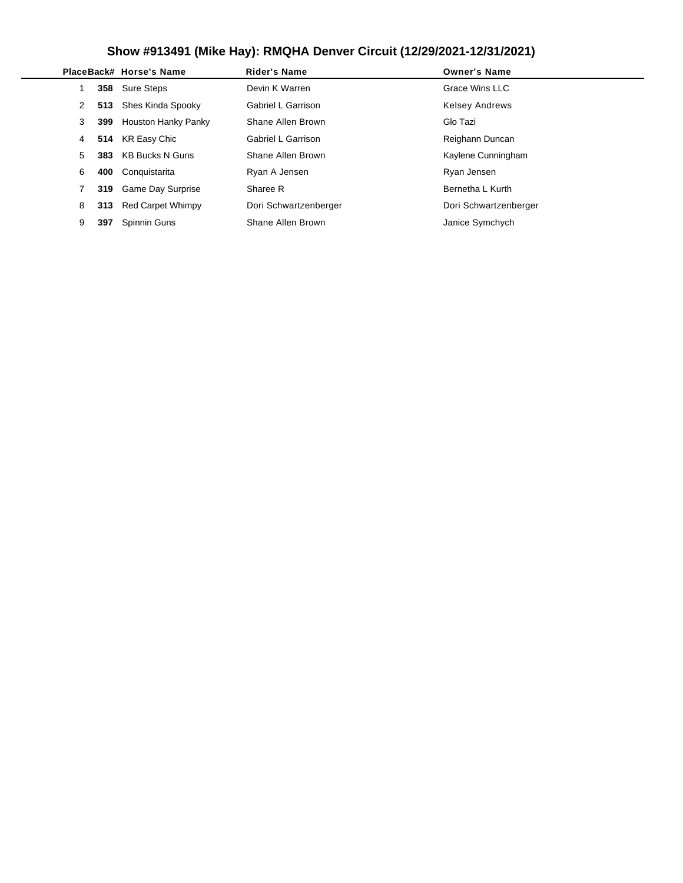# Show #913491 (Mike Hay): RMQHA Denver Circuit (12/29/2021-12/31/2021)

| Place | Back# | Horse's Name | Rider's Name | Owner's Name |
|---|---|---|---|---|
| 1 | **358** | Sure Steps | Devin K Warren | Grace Wins LLC |
| 2 | **513** | Shes Kinda Spooky | Gabriel L Garrison | Kelsey Andrews |
| 3 | **399** | Houston Hanky Panky | Shane Allen Brown | Glo Tazi |
| 4 | **514** | KR Easy Chic | Gabriel L Garrison | Reighann Duncan |
| 5 | **383** | KB Bucks N Guns | Shane Allen Brown | Kaylene Cunningham |
| 6 | **400** | Conquistarita | Ryan A Jensen | Ryan Jensen |
| 7 | **319** | Game Day Surprise | Sharee R | Bernetha L Kurth |
| 8 | **313** | Red Carpet Whimpy | Dori Schwartzenberger | Dori Schwartzenberger |
| 9 | **397** | Spinnin Guns | Shane Allen Brown | Janice Symchych |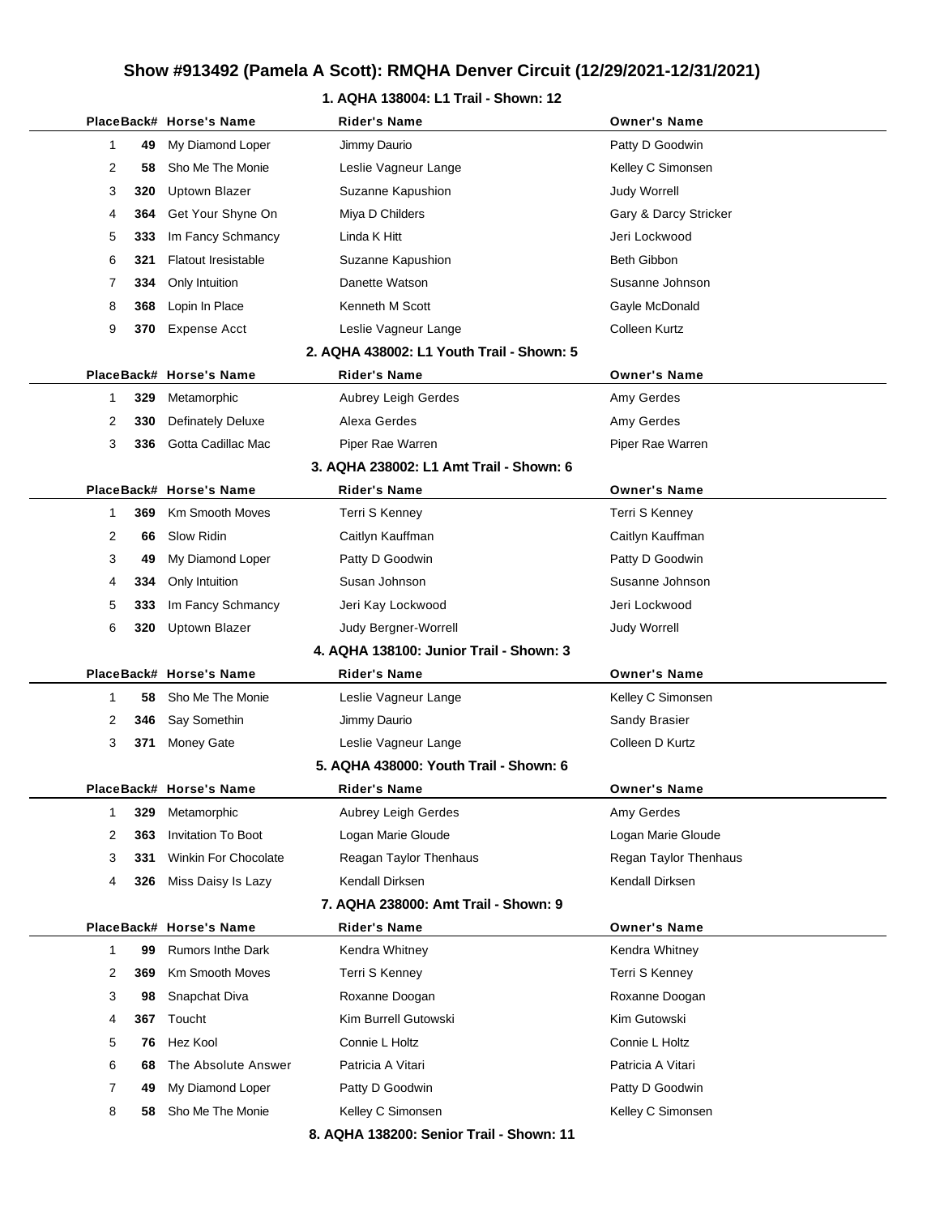# Show #913492 (Pamela A Scott): RMQHA Denver Circuit (12/29/2021-12/31/2021)

## 1. AQHA 138004: L1 Trail - Shown: 12

| Place | Back# | Horse's Name | Rider's Name | Owner's Name |
|---|---|---|---|---|
| 1 | 49 | My Diamond Loper | Jimmy Daurio | Patty D Goodwin |
| 2 | 58 | Sho Me The Monie | Leslie Vagneur Lange | Kelley C Simonsen |
| 3 | 320 | Uptown Blazer | Suzanne Kapushion | Judy Worrell |
| 4 | 364 | Get Your Shyne On | Miya D Childers | Gary & Darcy Stricker |
| 5 | 333 | Im Fancy Schmancy | Linda K Hitt | Jeri Lockwood |
| 6 | 321 | Flatout Iresistable | Suzanne Kapushion | Beth Gibbon |
| 7 | 334 | Only Intuition | Danette Watson | Susanne Johnson |
| 8 | 368 | Lopin In Place | Kenneth M Scott | Gayle McDonald |
| 9 | 370 | Expense Acct | Leslie Vagneur Lange | Colleen Kurtz |

## 2. AQHA 438002: L1 Youth Trail - Shown: 5

| Place | Back# | Horse's Name | Rider's Name | Owner's Name |
|---|---|---|---|---|
| 1 | 329 | Metamorphic | Aubrey Leigh Gerdes | Amy Gerdes |
| 2 | 330 | Definately Deluxe | Alexa Gerdes | Amy Gerdes |
| 3 | 336 | Gotta Cadillac Mac | Piper Rae Warren | Piper Rae Warren |

## 3. AQHA 238002: L1 Amt Trail - Shown: 6

| Place | Back# | Horse's Name | Rider's Name | Owner's Name |
|---|---|---|---|---|
| 1 | 369 | Km Smooth Moves | Terri S Kenney | Terri S Kenney |
| 2 | 66 | Slow Ridin | Caitlyn Kauffman | Caitlyn Kauffman |
| 3 | 49 | My Diamond Loper | Patty D Goodwin | Patty D Goodwin |
| 4 | 334 | Only Intuition | Susan Johnson | Susanne Johnson |
| 5 | 333 | Im Fancy Schmancy | Jeri Kay Lockwood | Jeri Lockwood |
| 6 | 320 | Uptown Blazer | Judy Bergner-Worrell | Judy Worrell |

## 4. AQHA 138100: Junior Trail - Shown: 3

| Place | Back# | Horse's Name | Rider's Name | Owner's Name |
|---|---|---|---|---|
| 1 | 58 | Sho Me The Monie | Leslie Vagneur Lange | Kelley C Simonsen |
| 2 | 346 | Say Somethin | Jimmy Daurio | Sandy Brasier |
| 3 | 371 | Money Gate | Leslie Vagneur Lange | Colleen D Kurtz |

## 5. AQHA 438000: Youth Trail - Shown: 6

| Place | Back# | Horse's Name | Rider's Name | Owner's Name |
|---|---|---|---|---|
| 1 | 329 | Metamorphic | Aubrey Leigh Gerdes | Amy Gerdes |
| 2 | 363 | Invitation To Boot | Logan Marie Gloude | Logan Marie Gloude |
| 3 | 331 | Winkin For Chocolate | Reagan Taylor Thenhaus | Regan Taylor Thenhaus |
| 4 | 326 | Miss Daisy Is Lazy | Kendall Dirksen | Kendall Dirksen |

## 7. AQHA 238000: Amt Trail - Shown: 9

| Place | Back# | Horse's Name | Rider's Name | Owner's Name |
|---|---|---|---|---|
| 1 | 99 | Rumors Inthe Dark | Kendra Whitney | Kendra Whitney |
| 2 | 369 | Km Smooth Moves | Terri S Kenney | Terri S Kenney |
| 3 | 98 | Snapchat Diva | Roxanne Doogan | Roxanne Doogan |
| 4 | 367 | Toucht | Kim Burrell Gutowski | Kim Gutowski |
| 5 | 76 | Hez Kool | Connie L Holtz | Connie L Holtz |
| 6 | 68 | The Absolute Answer | Patricia A Vitari | Patricia A Vitari |
| 7 | 49 | My Diamond Loper | Patty D Goodwin | Patty D Goodwin |
| 8 | 58 | Sho Me The Monie | Kelley C Simonsen | Kelley C Simonsen |

## 8. AQHA 138200: Senior Trail - Shown: 11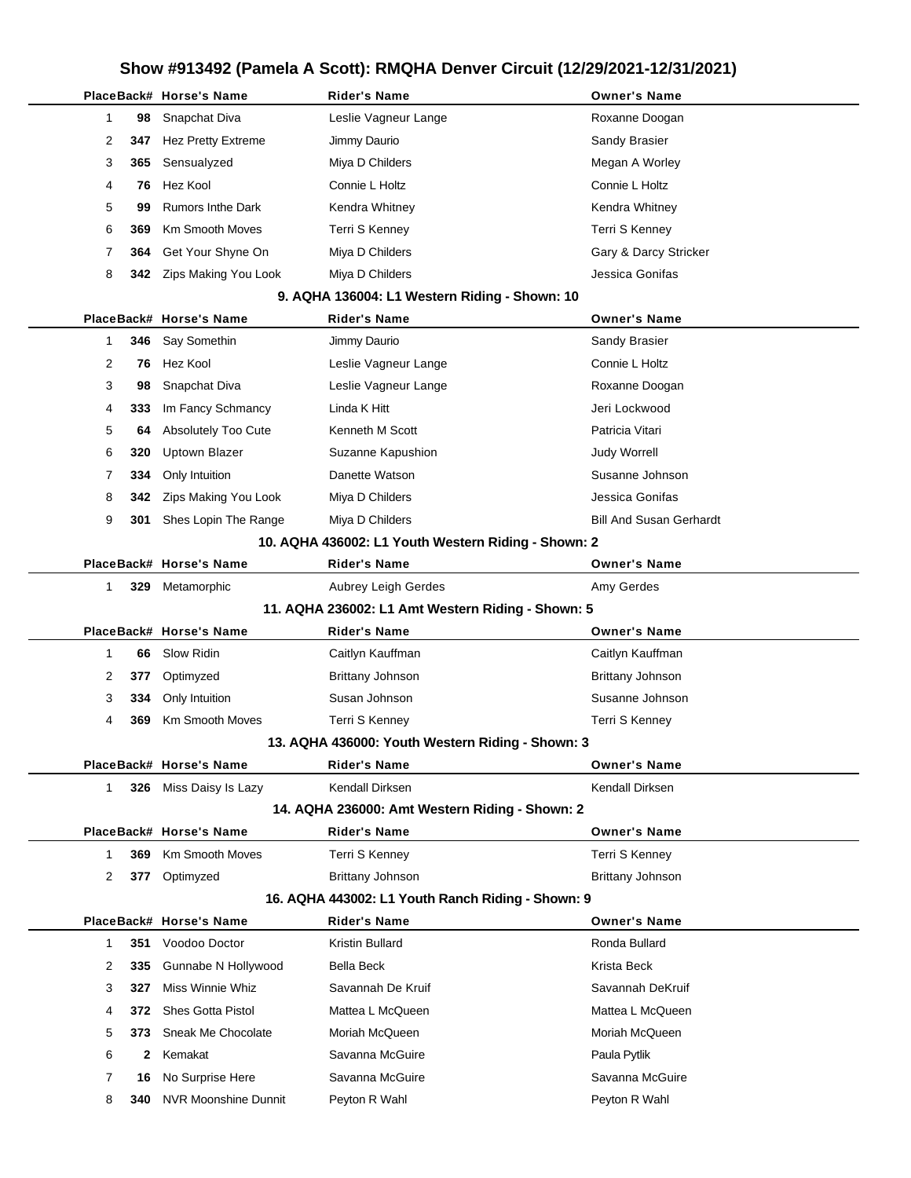# Show #913492 (Pamela A Scott): RMQHA Denver Circuit (12/29/2021-12/31/2021)

| Place | Back# | Horse's Name | Rider's Name | Owner's Name |
|---|---|---|---|---|
| 1 | 98 | Snapchat Diva | Leslie Vagneur Lange | Roxanne Doogan |
| 2 | 347 | Hez Pretty Extreme | Jimmy Daurio | Sandy Brasier |
| 3 | 365 | Sensualyzed | Miya D Childers | Megan A Worley |
| 4 | 76 | Hez Kool | Connie L Holtz | Connie L Holtz |
| 5 | 99 | Rumors Inthe Dark | Kendra Whitney | Kendra Whitney |
| 6 | 369 | Km Smooth Moves | Terri S Kenney | Terri S Kenney |
| 7 | 364 | Get Your Shyne On | Miya D Childers | Gary & Darcy Stricker |
| 8 | 342 | Zips Making You Look | Miya D Childers | Jessica Gonifas |

## 9. AQHA 136004: L1 Western Riding - Shown: 10

| Place | Back# | Horse's Name | Rider's Name | Owner's Name |
|---|---|---|---|---|
| 1 | 346 | Say Somethin | Jimmy Daurio | Sandy Brasier |
| 2 | 76 | Hez Kool | Leslie Vagneur Lange | Connie L Holtz |
| 3 | 98 | Snapchat Diva | Leslie Vagneur Lange | Roxanne Doogan |
| 4 | 333 | Im Fancy Schmancy | Linda K Hitt | Jeri Lockwood |
| 5 | 64 | Absolutely Too Cute | Kenneth M Scott | Patricia Vitari |
| 6 | 320 | Uptown Blazer | Suzanne Kapushion | Judy Worrell |
| 7 | 334 | Only Intuition | Danette Watson | Susanne Johnson |
| 8 | 342 | Zips Making You Look | Miya D Childers | Jessica Gonifas |
| 9 | 301 | Shes Lopin The Range | Miya D Childers | Bill And Susan Gerhardt |

## 10. AQHA 436002: L1 Youth Western Riding - Shown: 2

| Place | Back# | Horse's Name | Rider's Name | Owner's Name |
|---|---|---|---|---|
| 1 | 329 | Metamorphic | Aubrey Leigh Gerdes | Amy Gerdes |

## 11. AQHA 236002: L1 Amt Western Riding - Shown: 5

| Place | Back# | Horse's Name | Rider's Name | Owner's Name |
|---|---|---|---|---|
| 1 | 66 | Slow Ridin | Caitlyn Kauffman | Caitlyn Kauffman |
| 2 | 377 | Optimyzed | Brittany Johnson | Brittany Johnson |
| 3 | 334 | Only Intuition | Susan Johnson | Susanne Johnson |
| 4 | 369 | Km Smooth Moves | Terri S Kenney | Terri S Kenney |

## 13. AQHA 436000: Youth Western Riding - Shown: 3

| Place | Back# | Horse's Name | Rider's Name | Owner's Name |
|---|---|---|---|---|
| 1 | 326 | Miss Daisy Is Lazy | Kendall Dirksen | Kendall Dirksen |

## 14. AQHA 236000: Amt Western Riding - Shown: 2

| Place | Back# | Horse's Name | Rider's Name | Owner's Name |
|---|---|---|---|---|
| 1 | 369 | Km Smooth Moves | Terri S Kenney | Terri S Kenney |
| 2 | 377 | Optimyzed | Brittany Johnson | Brittany Johnson |

## 16. AQHA 443002: L1 Youth Ranch Riding - Shown: 9

| Place | Back# | Horse's Name | Rider's Name | Owner's Name |
|---|---|---|---|---|
| 1 | 351 | Voodoo Doctor | Kristin Bullard | Ronda Bullard |
| 2 | 335 | Gunnabe N Hollywood | Bella Beck | Krista Beck |
| 3 | 327 | Miss Winnie Whiz | Savannah De Kruif | Savannah DeKruif |
| 4 | 372 | Shes Gotta Pistol | Mattea L McQueen | Mattea L McQueen |
| 5 | 373 | Sneak Me Chocolate | Moriah McQueen | Moriah McQueen |
| 6 | 2 | Kemakat | Savanna McGuire | Paula Pytlik |
| 7 | 16 | No Surprise Here | Savanna McGuire | Savanna McGuire |
| 8 | 340 | NVR Moonshine Dunnit | Peyton R Wahl | Peyton R Wahl |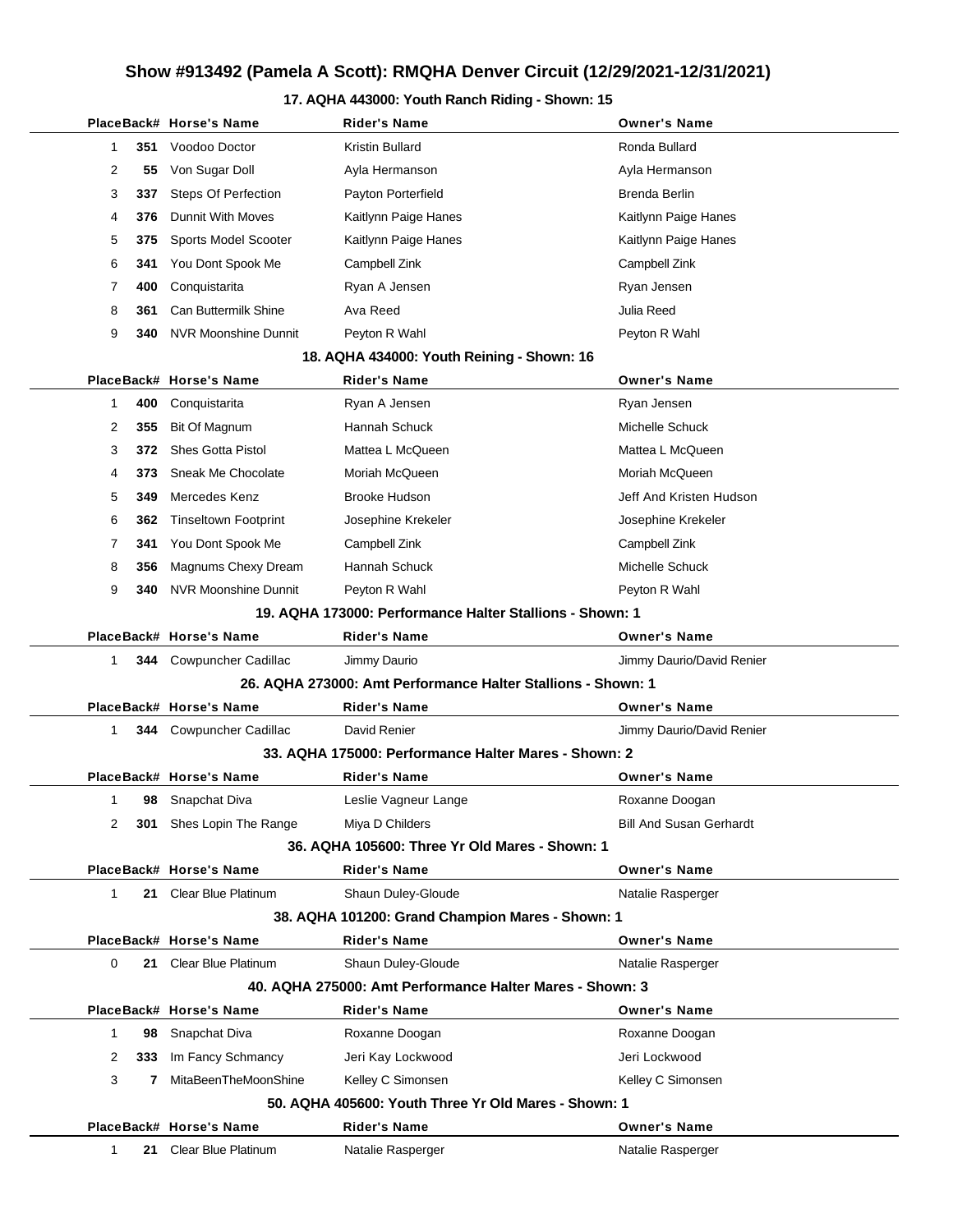# Show #913492 (Pamela A Scott): RMQHA Denver Circuit (12/29/2021-12/31/2021)

### 17. AQHA 443000: Youth Ranch Riding - Shown: 15

| Place | Back# | Horse's Name | Rider's Name | Owner's Name |
|---|---|---|---|---|
| 1 | 351 | Voodoo Doctor | Kristin Bullard | Ronda Bullard |
| 2 | 55 | Von Sugar Doll | Ayla Hermanson | Ayla Hermanson |
| 3 | 337 | Steps Of Perfection | Payton Porterfield | Brenda Berlin |
| 4 | 376 | Dunnit With Moves | Kaitlynn Paige Hanes | Kaitlynn Paige Hanes |
| 5 | 375 | Sports Model Scooter | Kaitlynn Paige Hanes | Kaitlynn Paige Hanes |
| 6 | 341 | You Dont Spook Me | Campbell Zink | Campbell Zink |
| 7 | 400 | Conquistarita | Ryan A Jensen | Ryan Jensen |
| 8 | 361 | Can Buttermilk Shine | Ava Reed | Julia Reed |
| 9 | 340 | NVR Moonshine Dunnit | Peyton R Wahl | Peyton R Wahl |

### 18. AQHA 434000: Youth Reining - Shown: 16

| Place | Back# | Horse's Name | Rider's Name | Owner's Name |
|---|---|---|---|---|
| 1 | 400 | Conquistarita | Ryan A Jensen | Ryan Jensen |
| 2 | 355 | Bit Of Magnum | Hannah Schuck | Michelle Schuck |
| 3 | 372 | Shes Gotta Pistol | Mattea L McQueen | Mattea L McQueen |
| 4 | 373 | Sneak Me Chocolate | Moriah McQueen | Moriah McQueen |
| 5 | 349 | Mercedes Kenz | Brooke Hudson | Jeff And Kristen Hudson |
| 6 | 362 | Tinseltown Footprint | Josephine Krekeler | Josephine Krekeler |
| 7 | 341 | You Dont Spook Me | Campbell Zink | Campbell Zink |
| 8 | 356 | Magnums Chexy Dream | Hannah Schuck | Michelle Schuck |
| 9 | 340 | NVR Moonshine Dunnit | Peyton R Wahl | Peyton R Wahl |

### 19. AQHA 173000: Performance Halter Stallions - Shown: 1

| Place | Back# | Horse's Name | Rider's Name | Owner's Name |
|---|---|---|---|---|
| 1 | 344 | Cowpuncher Cadillac | Jimmy Daurio | Jimmy Daurio/David Renier |

### 26. AQHA 273000: Amt Performance Halter Stallions - Shown: 1

| Place | Back# | Horse's Name | Rider's Name | Owner's Name |
|---|---|---|---|---|
| 1 | 344 | Cowpuncher Cadillac | David Renier | Jimmy Daurio/David Renier |

### 33. AQHA 175000: Performance Halter Mares - Shown: 2

| Place | Back# | Horse's Name | Rider's Name | Owner's Name |
|---|---|---|---|---|
| 1 | 98 | Snapchat Diva | Leslie Vagneur Lange | Roxanne Doogan |
| 2 | 301 | Shes Lopin The Range | Miya D Childers | Bill And Susan Gerhardt |

### 36. AQHA 105600: Three Yr Old Mares - Shown: 1

| Place | Back# | Horse's Name | Rider's Name | Owner's Name |
|---|---|---|---|---|
| 1 | 21 | Clear Blue Platinum | Shaun Duley-Gloude | Natalie Rasperger |

### 38. AQHA 101200: Grand Champion Mares - Shown: 1

| Place | Back# | Horse's Name | Rider's Name | Owner's Name |
|---|---|---|---|---|
| 0 | 21 | Clear Blue Platinum | Shaun Duley-Gloude | Natalie Rasperger |

### 40. AQHA 275000: Amt Performance Halter Mares - Shown: 3

| Place | Back# | Horse's Name | Rider's Name | Owner's Name |
|---|---|---|---|---|
| 1 | 98 | Snapchat Diva | Roxanne Doogan | Roxanne Doogan |
| 2 | 333 | Im Fancy Schmancy | Jeri Kay Lockwood | Jeri Lockwood |
| 3 | 7 | MitaBeenTheMoonShine | Kelley C Simonsen | Kelley C Simonsen |

### 50. AQHA 405600: Youth Three Yr Old Mares - Shown: 1

| Place | Back# | Horse's Name | Rider's Name | Owner's Name |
|---|---|---|---|---|
| 1 | 21 | Clear Blue Platinum | Natalie Rasperger | Natalie Rasperger |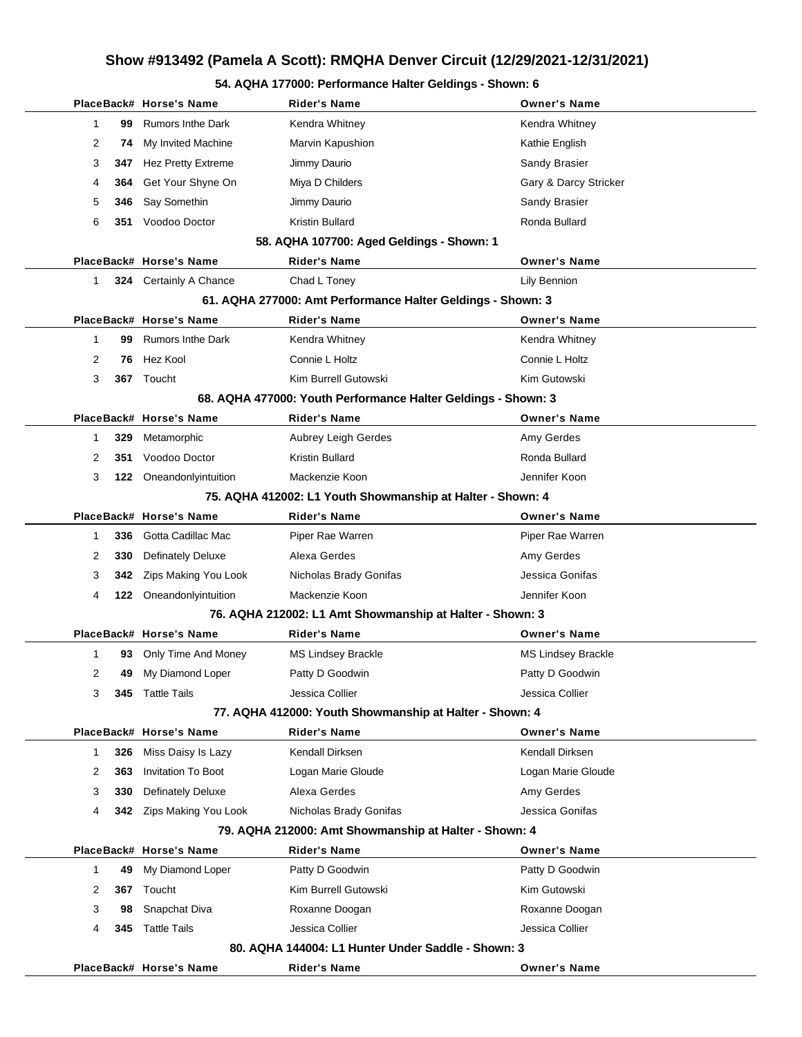# Show #913492 (Pamela A Scott): RMQHA Denver Circuit (12/29/2021-12/31/2021)

### 54. AQHA 177000: Performance Halter Geldings - Shown: 6

| Place | Back# | Horse's Name | Rider's Name | Owner's Name |
|---|---|---|---|---|
| 1 | 99 | Rumors Inthe Dark | Kendra Whitney | Kendra Whitney |
| 2 | 74 | My Invited Machine | Marvin Kapushion | Kathie English |
| 3 | 347 | Hez Pretty Extreme | Jimmy Daurio | Sandy Brasier |
| 4 | 364 | Get Your Shyne On | Miya D Childers | Gary & Darcy Stricker |
| 5 | 346 | Say Somethin | Jimmy Daurio | Sandy Brasier |
| 6 | 351 | Voodoo Doctor | Kristin Bullard | Ronda Bullard |

### 58. AQHA 107700: Aged Geldings - Shown: 1

| Place | Back# | Horse's Name | Rider's Name | Owner's Name |
|---|---|---|---|---|
| 1 | 324 | Certainly A Chance | Chad L Toney | Lily Bennion |

### 61. AQHA 277000: Amt Performance Halter Geldings - Shown: 3

| Place | Back# | Horse's Name | Rider's Name | Owner's Name |
|---|---|---|---|---|
| 1 | 99 | Rumors Inthe Dark | Kendra Whitney | Kendra Whitney |
| 2 | 76 | Hez Kool | Connie L Holtz | Connie L Holtz |
| 3 | 367 | Toucht | Kim Burrell Gutowski | Kim Gutowski |

### 68. AQHA 477000: Youth Performance Halter Geldings - Shown: 3

| Place | Back# | Horse's Name | Rider's Name | Owner's Name |
|---|---|---|---|---|
| 1 | 329 | Metamorphic | Aubrey Leigh Gerdes | Amy Gerdes |
| 2 | 351 | Voodoo Doctor | Kristin Bullard | Ronda Bullard |
| 3 | 122 | Oneandonlyintuition | Mackenzie Koon | Jennifer Koon |

### 75. AQHA 412002: L1 Youth Showmanship at Halter - Shown: 4

| Place | Back# | Horse's Name | Rider's Name | Owner's Name |
|---|---|---|---|---|
| 1 | 336 | Gotta Cadillac Mac | Piper Rae Warren | Piper Rae Warren |
| 2 | 330 | Definately Deluxe | Alexa Gerdes | Amy Gerdes |
| 3 | 342 | Zips Making You Look | Nicholas Brady Gonifas | Jessica Gonifas |
| 4 | 122 | Oneandonlyintuition | Mackenzie Koon | Jennifer Koon |

### 76. AQHA 212002: L1 Amt Showmanship at Halter - Shown: 3

| Place | Back# | Horse's Name | Rider's Name | Owner's Name |
|---|---|---|---|---|
| 1 | 93 | Only Time And Money | MS Lindsey Brackle | MS Lindsey Brackle |
| 2 | 49 | My Diamond Loper | Patty D Goodwin | Patty D Goodwin |
| 3 | 345 | Tattle Tails | Jessica Collier | Jessica Collier |

### 77. AQHA 412000: Youth Showmanship at Halter - Shown: 4

| Place | Back# | Horse's Name | Rider's Name | Owner's Name |
|---|---|---|---|---|
| 1 | 326 | Miss Daisy Is Lazy | Kendall Dirksen | Kendall Dirksen |
| 2 | 363 | Invitation To Boot | Logan Marie Gloude | Logan Marie Gloude |
| 3 | 330 | Definately Deluxe | Alexa Gerdes | Amy Gerdes |
| 4 | 342 | Zips Making You Look | Nicholas Brady Gonifas | Jessica Gonifas |

### 79. AQHA 212000: Amt Showmanship at Halter - Shown: 4

| Place | Back# | Horse's Name | Rider's Name | Owner's Name |
|---|---|---|---|---|
| 1 | 49 | My Diamond Loper | Patty D Goodwin | Patty D Goodwin |
| 2 | 367 | Toucht | Kim Burrell Gutowski | Kim Gutowski |
| 3 | 98 | Snapchat Diva | Roxanne Doogan | Roxanne Doogan |
| 4 | 345 | Tattle Tails | Jessica Collier | Jessica Collier |

### 80. AQHA 144004: L1 Hunter Under Saddle - Shown: 3

| Place | Back# | Horse's Name | Rider's Name | Owner's Name |
|---|---|---|---|---|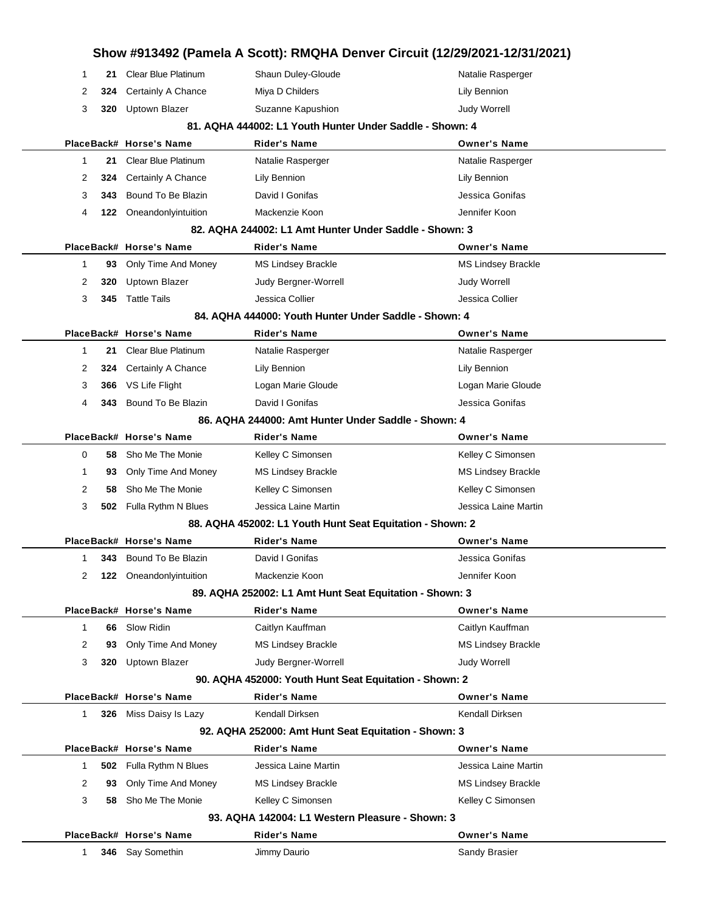# Show #913492 (Pamela A Scott): RMQHA Denver Circuit (12/29/2021-12/31/2021)

| Place | Back# | Horse's Name | Rider's Name | Owner's Name |
|---|---|---|---|---|
| 1 | 21 | Clear Blue Platinum | Shaun Duley-Gloude | Natalie Rasperger |
| 2 | 324 | Certainly A Chance | Miya D Childers | Lily Bennion |
| 3 | 320 | Uptown Blazer | Suzanne Kapushion | Judy Worrell |

### 81. AQHA 444002: L1 Youth Hunter Under Saddle - Shown: 4

| Place | Back# | Horse's Name | Rider's Name | Owner's Name |
|---|---|---|---|---|
| 1 | 21 | Clear Blue Platinum | Natalie Rasperger | Natalie Rasperger |
| 2 | 324 | Certainly A Chance | Lily Bennion | Lily Bennion |
| 3 | 343 | Bound To Be Blazin | David I Gonifas | Jessica Gonifas |
| 4 | 122 | Oneandonlyintuition | Mackenzie Koon | Jennifer Koon |

### 82. AQHA 244002: L1 Amt Hunter Under Saddle - Shown: 3

| Place | Back# | Horse's Name | Rider's Name | Owner's Name |
|---|---|---|---|---|
| 1 | 93 | Only Time And Money | MS Lindsey Brackle | MS Lindsey Brackle |
| 2 | 320 | Uptown Blazer | Judy Bergner-Worrell | Judy Worrell |
| 3 | 345 | Tattle Tails | Jessica Collier | Jessica Collier |

### 84. AQHA 444000: Youth Hunter Under Saddle - Shown: 4

| Place | Back# | Horse's Name | Rider's Name | Owner's Name |
|---|---|---|---|---|
| 1 | 21 | Clear Blue Platinum | Natalie Rasperger | Natalie Rasperger |
| 2 | 324 | Certainly A Chance | Lily Bennion | Lily Bennion |
| 3 | 366 | VS Life Flight | Logan Marie Gloude | Logan Marie Gloude |
| 4 | 343 | Bound To Be Blazin | David I Gonifas | Jessica Gonifas |

### 86. AQHA 244000: Amt Hunter Under Saddle - Shown: 4

| Place | Back# | Horse's Name | Rider's Name | Owner's Name |
|---|---|---|---|---|
| 0 | 58 | Sho Me The Monie | Kelley C Simonsen | Kelley C Simonsen |
| 1 | 93 | Only Time And Money | MS Lindsey Brackle | MS Lindsey Brackle |
| 2 | 58 | Sho Me The Monie | Kelley C Simonsen | Kelley C Simonsen |
| 3 | 502 | Fulla Rythm N Blues | Jessica Laine Martin | Jessica Laine Martin |

### 88. AQHA 452002: L1 Youth Hunt Seat Equitation - Shown: 2

| Place | Back# | Horse's Name | Rider's Name | Owner's Name |
|---|---|---|---|---|
| 1 | 343 | Bound To Be Blazin | David I Gonifas | Jessica Gonifas |
| 2 | 122 | Oneandonlyintuition | Mackenzie Koon | Jennifer Koon |

### 89. AQHA 252002: L1 Amt Hunt Seat Equitation - Shown: 3

| Place | Back# | Horse's Name | Rider's Name | Owner's Name |
|---|---|---|---|---|
| 1 | 66 | Slow Ridin | Caitlyn Kauffman | Caitlyn Kauffman |
| 2 | 93 | Only Time And Money | MS Lindsey Brackle | MS Lindsey Brackle |
| 3 | 320 | Uptown Blazer | Judy Bergner-Worrell | Judy Worrell |

### 90. AQHA 452000: Youth Hunt Seat Equitation - Shown: 2

| Place | Back# | Horse's Name | Rider's Name | Owner's Name |
|---|---|---|---|---|
| 1 | 326 | Miss Daisy Is Lazy | Kendall Dirksen | Kendall Dirksen |

### 92. AQHA 252000: Amt Hunt Seat Equitation - Shown: 3

| Place | Back# | Horse's Name | Rider's Name | Owner's Name |
|---|---|---|---|---|
| 1 | 502 | Fulla Rythm N Blues | Jessica Laine Martin | Jessica Laine Martin |
| 2 | 93 | Only Time And Money | MS Lindsey Brackle | MS Lindsey Brackle |
| 3 | 58 | Sho Me The Monie | Kelley C Simonsen | Kelley C Simonsen |

### 93. AQHA 142004: L1 Western Pleasure - Shown: 3

| Place | Back# | Horse's Name | Rider's Name | Owner's Name |
|---|---|---|---|---|
| 1 | 346 | Say Somethin | Jimmy Daurio | Sandy Brasier |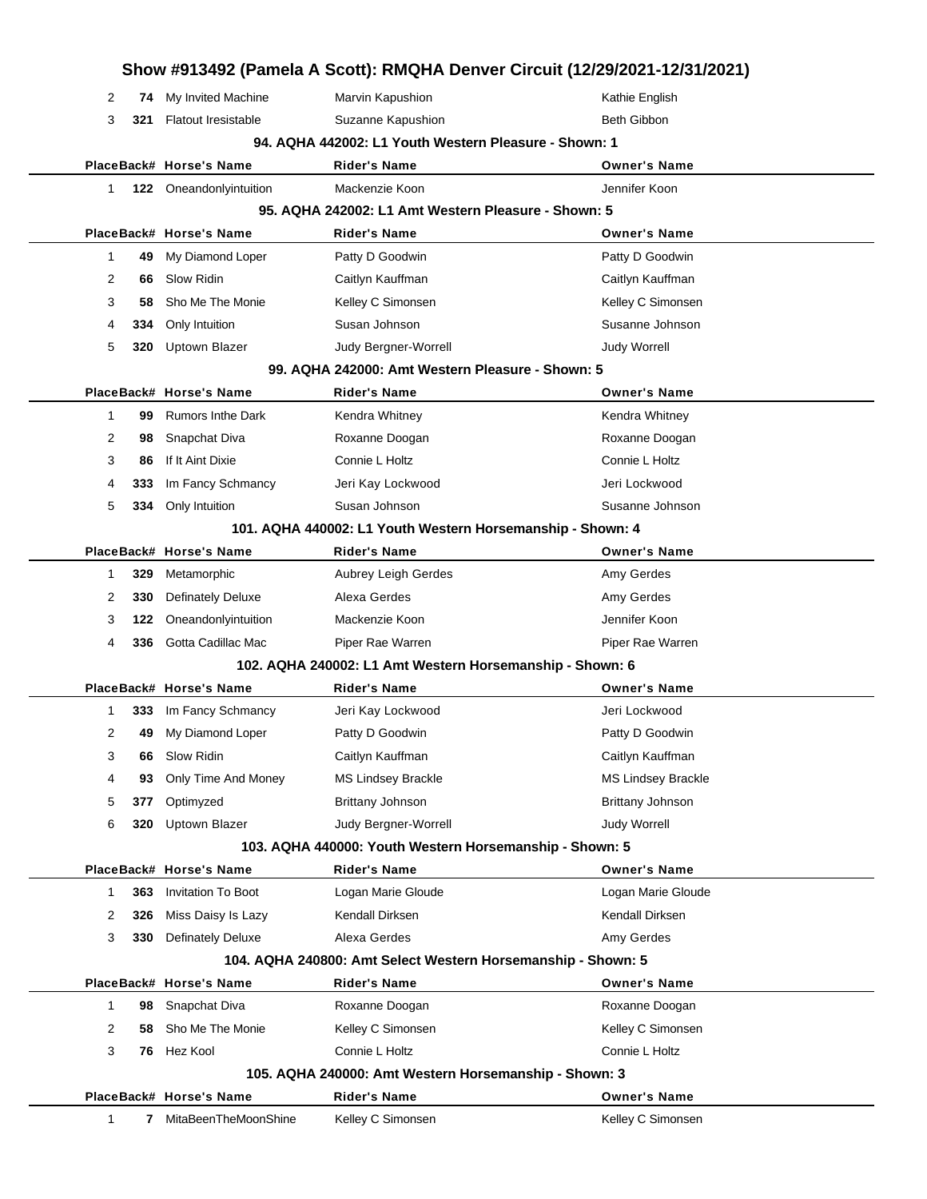# Show #913492 (Pamela A Scott): RMQHA Denver Circuit (12/29/2021-12/31/2021)

| Place | Back# | Horse's Name | Rider's Name | Owner's Name |
|---|---|---|---|---|
| 2 | 74 | My Invited Machine | Marvin Kapushion | Kathie English |
| 3 | 321 | Flatout Iresistable | Suzanne Kapushion | Beth Gibbon |

### 94. AQHA 442002: L1 Youth Western Pleasure - Shown: 1

| Place | Back# | Horse's Name | Rider's Name | Owner's Name |
|---|---|---|---|---|
| 1 | 122 | Oneandonlyintuition | Mackenzie Koon | Jennifer Koon |

### 95. AQHA 242002: L1 Amt Western Pleasure - Shown: 5

| Place | Back# | Horse's Name | Rider's Name | Owner's Name |
|---|---|---|---|---|
| 1 | 49 | My Diamond Loper | Patty D Goodwin | Patty D Goodwin |
| 2 | 66 | Slow Ridin | Caitlyn Kauffman | Caitlyn Kauffman |
| 3 | 58 | Sho Me The Monie | Kelley C Simonsen | Kelley C Simonsen |
| 4 | 334 | Only Intuition | Susan Johnson | Susanne Johnson |
| 5 | 320 | Uptown Blazer | Judy Bergner-Worrell | Judy Worrell |

### 99. AQHA 242000: Amt Western Pleasure - Shown: 5

| Place | Back# | Horse's Name | Rider's Name | Owner's Name |
|---|---|---|---|---|
| 1 | 99 | Rumors Inthe Dark | Kendra Whitney | Kendra Whitney |
| 2 | 98 | Snapchat Diva | Roxanne Doogan | Roxanne Doogan |
| 3 | 86 | If It Aint Dixie | Connie L Holtz | Connie L Holtz |
| 4 | 333 | Im Fancy Schmancy | Jeri Kay Lockwood | Jeri Lockwood |
| 5 | 334 | Only Intuition | Susan Johnson | Susanne Johnson |

### 101. AQHA 440002: L1 Youth Western Horsemanship - Shown: 4

| Place | Back# | Horse's Name | Rider's Name | Owner's Name |
|---|---|---|---|---|
| 1 | 329 | Metamorphic | Aubrey Leigh Gerdes | Amy Gerdes |
| 2 | 330 | Definately Deluxe | Alexa Gerdes | Amy Gerdes |
| 3 | 122 | Oneandonlyintuition | Mackenzie Koon | Jennifer Koon |
| 4 | 336 | Gotta Cadillac Mac | Piper Rae Warren | Piper Rae Warren |

### 102. AQHA 240002: L1 Amt Western Horsemanship - Shown: 6

| Place | Back# | Horse's Name | Rider's Name | Owner's Name |
|---|---|---|---|---|
| 1 | 333 | Im Fancy Schmancy | Jeri Kay Lockwood | Jeri Lockwood |
| 2 | 49 | My Diamond Loper | Patty D Goodwin | Patty D Goodwin |
| 3 | 66 | Slow Ridin | Caitlyn Kauffman | Caitlyn Kauffman |
| 4 | 93 | Only Time And Money | MS Lindsey Brackle | MS Lindsey Brackle |
| 5 | 377 | Optimyzed | Brittany Johnson | Brittany Johnson |
| 6 | 320 | Uptown Blazer | Judy Bergner-Worrell | Judy Worrell |

### 103. AQHA 440000: Youth Western Horsemanship - Shown: 5

| Place | Back# | Horse's Name | Rider's Name | Owner's Name |
|---|---|---|---|---|
| 1 | 363 | Invitation To Boot | Logan Marie Gloude | Logan Marie Gloude |
| 2 | 326 | Miss Daisy Is Lazy | Kendall Dirksen | Kendall Dirksen |
| 3 | 330 | Definately Deluxe | Alexa Gerdes | Amy Gerdes |

### 104. AQHA 240800: Amt Select Western Horsemanship - Shown: 5

| Place | Back# | Horse's Name | Rider's Name | Owner's Name |
|---|---|---|---|---|
| 1 | 98 | Snapchat Diva | Roxanne Doogan | Roxanne Doogan |
| 2 | 58 | Sho Me The Monie | Kelley C Simonsen | Kelley C Simonsen |
| 3 | 76 | Hez Kool | Connie L Holtz | Connie L Holtz |

### 105. AQHA 240000: Amt Western Horsemanship - Shown: 3

| Place | Back# | Horse's Name | Rider's Name | Owner's Name |
|---|---|---|---|---|
| 1 | 7 | MitaBeenTheMoonShine | Kelley C Simonsen | Kelley C Simonsen |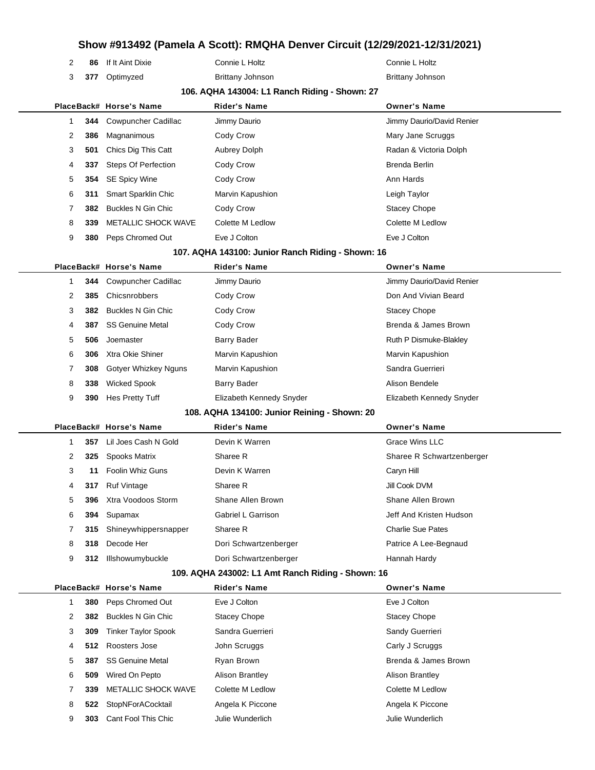| Place | Back# | Horse's Name | Rider's Name | Owner's Name |
|---|---|---|---|---|
| 2 | 86 | If It Aint Dixie | Connie L Holtz | Connie L Holtz |
| 3 | 377 | Optimyzed | Brittany Johnson | Brittany Johnson |

### 106. AQHA 143004: L1 Ranch Riding - Shown: 27

| Place | Back# | Horse's Name | Rider's Name | Owner's Name |
|---|---|---|---|---|
| 1 | 344 | Cowpuncher Cadillac | Jimmy Daurio | Jimmy Daurio/David Renier |
| 2 | 386 | Magnanimous | Cody Crow | Mary Jane Scruggs |
| 3 | 501 | Chics Dig This Catt | Aubrey Dolph | Radan & Victoria Dolph |
| 4 | 337 | Steps Of Perfection | Cody Crow | Brenda Berlin |
| 5 | 354 | SE Spicy Wine | Cody Crow | Ann Hards |
| 6 | 311 | Smart Sparklin Chic | Marvin Kapushion | Leigh Taylor |
| 7 | 382 | Buckles N Gin Chic | Cody Crow | Stacey Chope |
| 8 | 339 | METALLIC SHOCK WAVE | Colette M Ledlow | Colette M Ledlow |
| 9 | 380 | Peps Chromed Out | Eve J Colton | Eve J Colton |

### 107. AQHA 143100: Junior Ranch Riding - Shown: 16

| Place | Back# | Horse's Name | Rider's Name | Owner's Name |
|---|---|---|---|---|
| 1 | 344 | Cowpuncher Cadillac | Jimmy Daurio | Jimmy Daurio/David Renier |
| 2 | 385 | Chicsnrobbers | Cody Crow | Don And Vivian Beard |
| 3 | 382 | Buckles N Gin Chic | Cody Crow | Stacey Chope |
| 4 | 387 | SS Genuine Metal | Cody Crow | Brenda & James Brown |
| 5 | 506 | Joemaster | Barry Bader | Ruth P Dismuke-Blakley |
| 6 | 306 | Xtra Okie Shiner | Marvin Kapushion | Marvin Kapushion |
| 7 | 308 | Gotyer Whizkey Nguns | Marvin Kapushion | Sandra Guerrieri |
| 8 | 338 | Wicked Spook | Barry Bader | Alison Bendele |
| 9 | 390 | Hes Pretty Tuff | Elizabeth Kennedy Snyder | Elizabeth Kennedy Snyder |

### 108. AQHA 134100: Junior Reining - Shown: 20

| Place | Back# | Horse's Name | Rider's Name | Owner's Name |
|---|---|---|---|---|
| 1 | 357 | Lil Joes Cash N Gold | Devin K Warren | Grace Wins LLC |
| 2 | 325 | Spooks Matrix | Sharee R | Sharee R Schwartzenberger |
| 3 | 11 | Foolin Whiz Guns | Devin K Warren | Caryn Hill |
| 4 | 317 | Ruf Vintage | Sharee R | Jill Cook DVM |
| 5 | 396 | Xtra Voodoos Storm | Shane Allen Brown | Shane Allen Brown |
| 6 | 394 | Supamax | Gabriel L Garrison | Jeff And Kristen Hudson |
| 7 | 315 | Shineywhippersnapper | Sharee R | Charlie Sue Pates |
| 8 | 318 | Decode Her | Dori Schwartzenberger | Patrice A Lee-Begnaud |
| 9 | 312 | Illshowumybuckle | Dori Schwartzenberger | Hannah Hardy |

### 109. AQHA 243002: L1 Amt Ranch Riding - Shown: 16

| Place | Back# | Horse's Name | Rider's Name | Owner's Name |
|---|---|---|---|---|
| 1 | 380 | Peps Chromed Out | Eve J Colton | Eve J Colton |
| 2 | 382 | Buckles N Gin Chic | Stacey Chope | Stacey Chope |
| 3 | 309 | Tinker Taylor Spook | Sandra Guerrieri | Sandy Guerrieri |
| 4 | 512 | Roosters Jose | John Scruggs | Carly J Scruggs |
| 5 | 387 | SS Genuine Metal | Ryan Brown | Brenda & James Brown |
| 6 | 509 | Wired On Pepto | Alison Brantley | Alison Brantley |
| 7 | 339 | METALLIC SHOCK WAVE | Colette M Ledlow | Colette M Ledlow |
| 8 | 522 | StopNForACocktail | Angela K Piccone | Angela K Piccone |
| 9 | 303 | Cant Fool This Chic | Julie Wunderlich | Julie Wunderlich |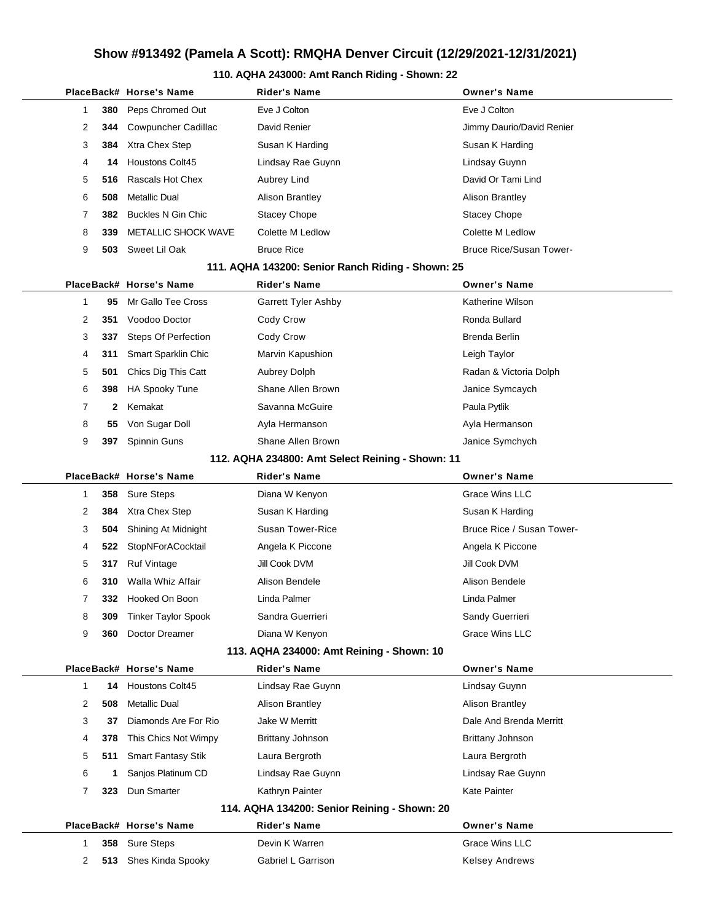# Show #913492 (Pamela A Scott): RMQHA Denver Circuit (12/29/2021-12/31/2021)

## 110. AQHA 243000: Amt Ranch Riding - Shown: 22

| Place | Back# | Horse's Name | Rider's Name | Owner's Name |
|---|---|---|---|---|
| 1 | 380 | Peps Chromed Out | Eve J Colton | Eve J Colton |
| 2 | 344 | Cowpuncher Cadillac | David Renier | Jimmy Daurio/David Renier |
| 3 | 384 | Xtra Chex Step | Susan K Harding | Susan K Harding |
| 4 | 14 | Houstons Colt45 | Lindsay Rae Guynn | Lindsay Guynn |
| 5 | 516 | Rascals Hot Chex | Aubrey Lind | David Or Tami Lind |
| 6 | 508 | Metallic Dual | Alison Brantley | Alison Brantley |
| 7 | 382 | Buckles N Gin Chic | Stacey Chope | Stacey Chope |
| 8 | 339 | METALLIC SHOCK WAVE | Colette M Ledlow | Colette M Ledlow |
| 9 | 503 | Sweet Lil Oak | Bruce Rice | Bruce Rice/Susan Tower- |

## 111. AQHA 143200: Senior Ranch Riding - Shown: 25

| Place | Back# | Horse's Name | Rider's Name | Owner's Name |
|---|---|---|---|---|
| 1 | 95 | Mr Gallo Tee Cross | Garrett Tyler Ashby | Katherine Wilson |
| 2 | 351 | Voodoo Doctor | Cody Crow | Ronda Bullard |
| 3 | 337 | Steps Of Perfection | Cody Crow | Brenda Berlin |
| 4 | 311 | Smart Sparklin Chic | Marvin Kapushion | Leigh Taylor |
| 5 | 501 | Chics Dig This Catt | Aubrey Dolph | Radan & Victoria Dolph |
| 6 | 398 | HA Spooky Tune | Shane Allen Brown | Janice Symcaych |
| 7 | 2 | Kemakat | Savanna McGuire | Paula Pytlik |
| 8 | 55 | Von Sugar Doll | Ayla Hermanson | Ayla Hermanson |
| 9 | 397 | Spinnin Guns | Shane Allen Brown | Janice Symchych |

## 112. AQHA 234800: Amt Select Reining - Shown: 11

| Place | Back# | Horse's Name | Rider's Name | Owner's Name |
|---|---|---|---|---|
| 1 | 358 | Sure Steps | Diana W Kenyon | Grace Wins LLC |
| 2 | 384 | Xtra Chex Step | Susan K Harding | Susan K Harding |
| 3 | 504 | Shining At Midnight | Susan Tower-Rice | Bruce Rice / Susan Tower- |
| 4 | 522 | StopNForACocktail | Angela K Piccone | Angela K Piccone |
| 5 | 317 | Ruf Vintage | Jill Cook DVM | Jill Cook DVM |
| 6 | 310 | Walla Whiz Affair | Alison Bendele | Alison Bendele |
| 7 | 332 | Hooked On Boon | Linda Palmer | Linda Palmer |
| 8 | 309 | Tinker Taylor Spook | Sandra Guerrieri | Sandy Guerrieri |
| 9 | 360 | Doctor Dreamer | Diana W Kenyon | Grace Wins LLC |

## 113. AQHA 234000: Amt Reining - Shown: 10

| Place | Back# | Horse's Name | Rider's Name | Owner's Name |
|---|---|---|---|---|
| 1 | 14 | Houstons Colt45 | Lindsay Rae Guynn | Lindsay Guynn |
| 2 | 508 | Metallic Dual | Alison Brantley | Alison Brantley |
| 3 | 37 | Diamonds Are For Rio | Jake W Merritt | Dale And Brenda Merritt |
| 4 | 378 | This Chics Not Wimpy | Brittany Johnson | Brittany Johnson |
| 5 | 511 | Smart Fantasy Stik | Laura Bergroth | Laura Bergroth |
| 6 | 1 | Sanjos Platinum CD | Lindsay Rae Guynn | Lindsay Rae Guynn |
| 7 | 323 | Dun Smarter | Kathryn Painter | Kate Painter |

## 114. AQHA 134200: Senior Reining - Shown: 20

| Place | Back# | Horse's Name | Rider's Name | Owner's Name |
|---|---|---|---|---|
| 1 | 358 | Sure Steps | Devin K Warren | Grace Wins LLC |
| 2 | 513 | Shes Kinda Spooky | Gabriel L Garrison | Kelsey Andrews |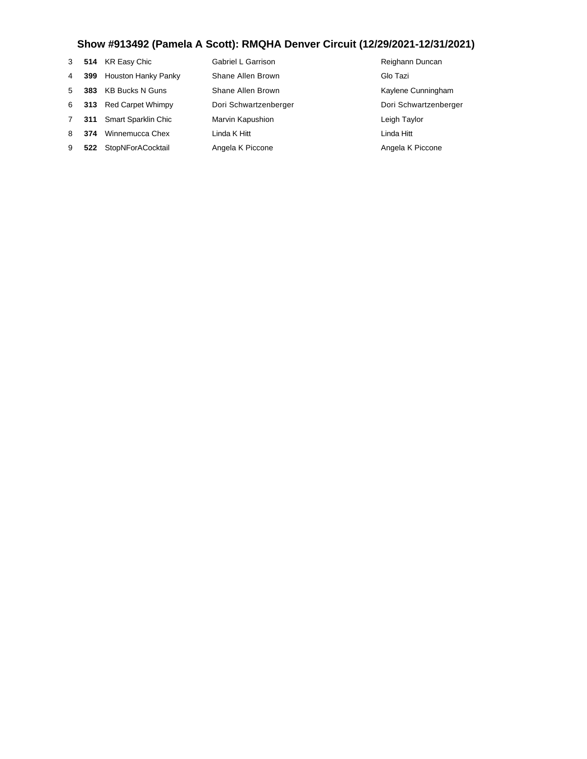## Show #913492 (Pamela A Scott): RMQHA Denver Circuit (12/29/2021-12/31/2021)

| | | | | |
|---|---|---|---|---|
| 3 | **514** | KR Easy Chic | Gabriel L Garrison | Reighann Duncan |
| 4 | **399** | Houston Hanky Panky | Shane Allen Brown | Glo Tazi |
| 5 | **383** | KB Bucks N Guns | Shane Allen Brown | Kaylene Cunningham |
| 6 | **313** | Red Carpet Whimpy | Dori Schwartzenberger | Dori Schwartzenberger |
| 7 | **311** | Smart Sparklin Chic | Marvin Kapushion | Leigh Taylor |
| 8 | **374** | Winnemucca Chex | Linda K Hitt | Linda Hitt |
| 9 | **522** | StopNForACocktail | Angela K Piccone | Angela K Piccone |